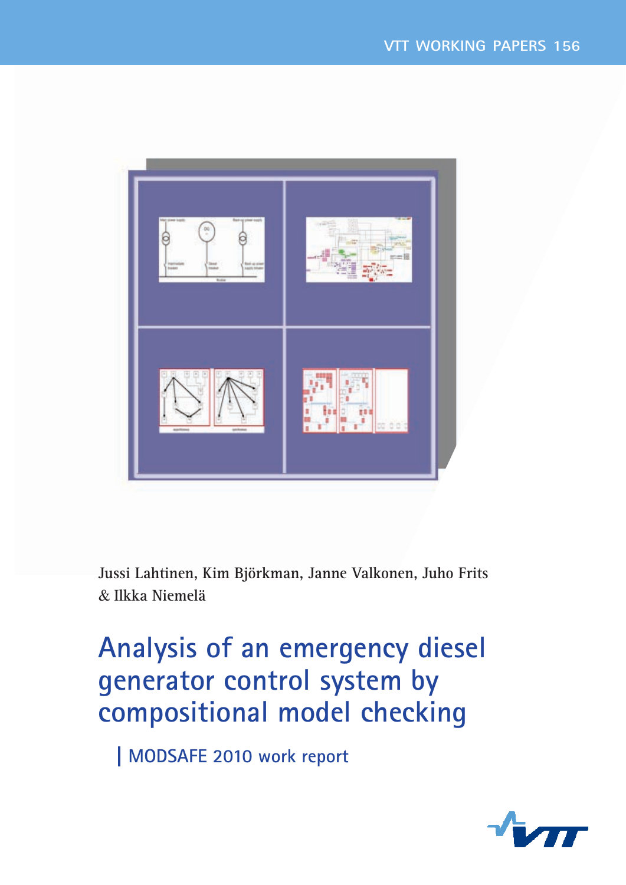VTT WORKING PAPERS 156

Jussi Lahtinen, Kim Björkman, Janne Valkonen, Juho Frits & Ilkka Niemelä

# Analysis of an emergency diesel generator control system by compositional model checking

## MODSAFE 2010 work report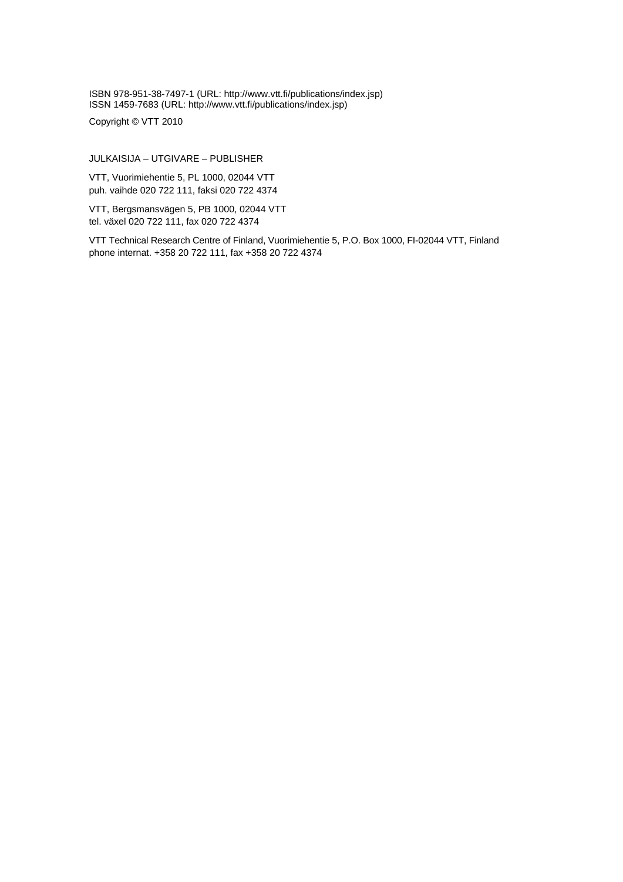ISBN 978-951-38-7497-1 (URL: http://www.vtt.fi/publications/index.jsp)
ISSN 1459-7683 (URL: http://www.vtt.fi/publications/index.jsp)

Copyright © VTT 2010

JULKAISIJA – UTGIVARE – PUBLISHER

VTT, Vuorimiehentie 5, PL 1000, 02044 VTT
puh. vaihde 020 722 111, faksi 020 722 4374

VTT, Bergsmansvägen 5, PB 1000, 02044 VTT
tel. växel 020 722 111, fax 020 722 4374

VTT Technical Research Centre of Finland, Vuorimiehentie 5, P.O. Box 1000, FI-02044 VTT, Finland
phone internat. +358 20 722 111, fax +358 20 722 4374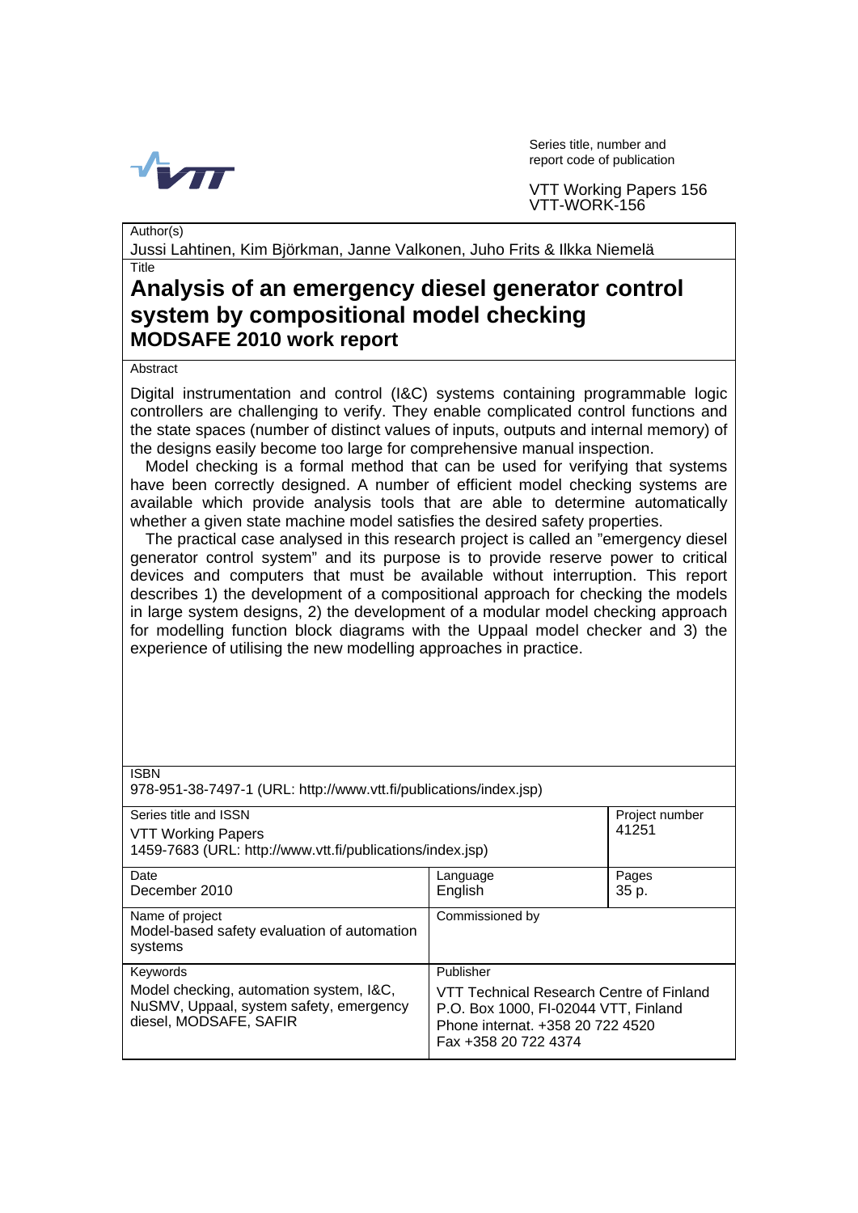Series title, number and report code of publication

VTT Working Papers 156
VTT-WORK-156

Author(s)
Jussi Lahtinen, Kim Björkman, Janne Valkonen, Juho Frits & Ilkka Niemelä

Title

# Analysis of an emergency diesel generator control system by compositional model checking
## MODSAFE 2010 work report

Abstract

Digital instrumentation and control (I&C) systems containing programmable logic controllers are challenging to verify. They enable complicated control functions and the state spaces (number of distinct values of inputs, outputs and internal memory) of the designs easily become too large for comprehensive manual inspection.

Model checking is a formal method that can be used for verifying that systems have been correctly designed. A number of efficient model checking systems are available which provide analysis tools that are able to determine automatically whether a given state machine model satisfies the desired safety properties.

The practical case analysed in this research project is called an "emergency diesel generator control system" and its purpose is to provide reserve power to critical devices and computers that must be available without interruption. This report describes 1) the development of a compositional approach for checking the models in large system designs, 2) the development of a modular model checking approach for modelling function block diagrams with the Uppaal model checker and 3) the experience of utilising the new modelling approaches in practice.

ISBN
978-951-38-7497-1 (URL: http://www.vtt.fi/publications/index.jsp)

| Series title and ISSN | | Project number |
|---|---|---|
| VTT Working Papers<br>1459-7683 (URL: http://www.vtt.fi/publications/index.jsp) | | 41251 |
| **Date**<br>December 2010 | **Language**<br>English | **Pages**<br>35 p. |
| **Name of project**<br>Model-based safety evaluation of automation systems | **Commissioned by** | |
| **Keywords**<br>Model checking, automation system, I&C, NuSMV, Uppaal, system safety, emergency diesel, MODSAFE, SAFIR | **Publisher**<br>VTT Technical Research Centre of Finland<br>P.O. Box 1000, FI-02044 VTT, Finland<br>Phone internat. +358 20 722 4520<br>Fax +358 20 722 4374 | |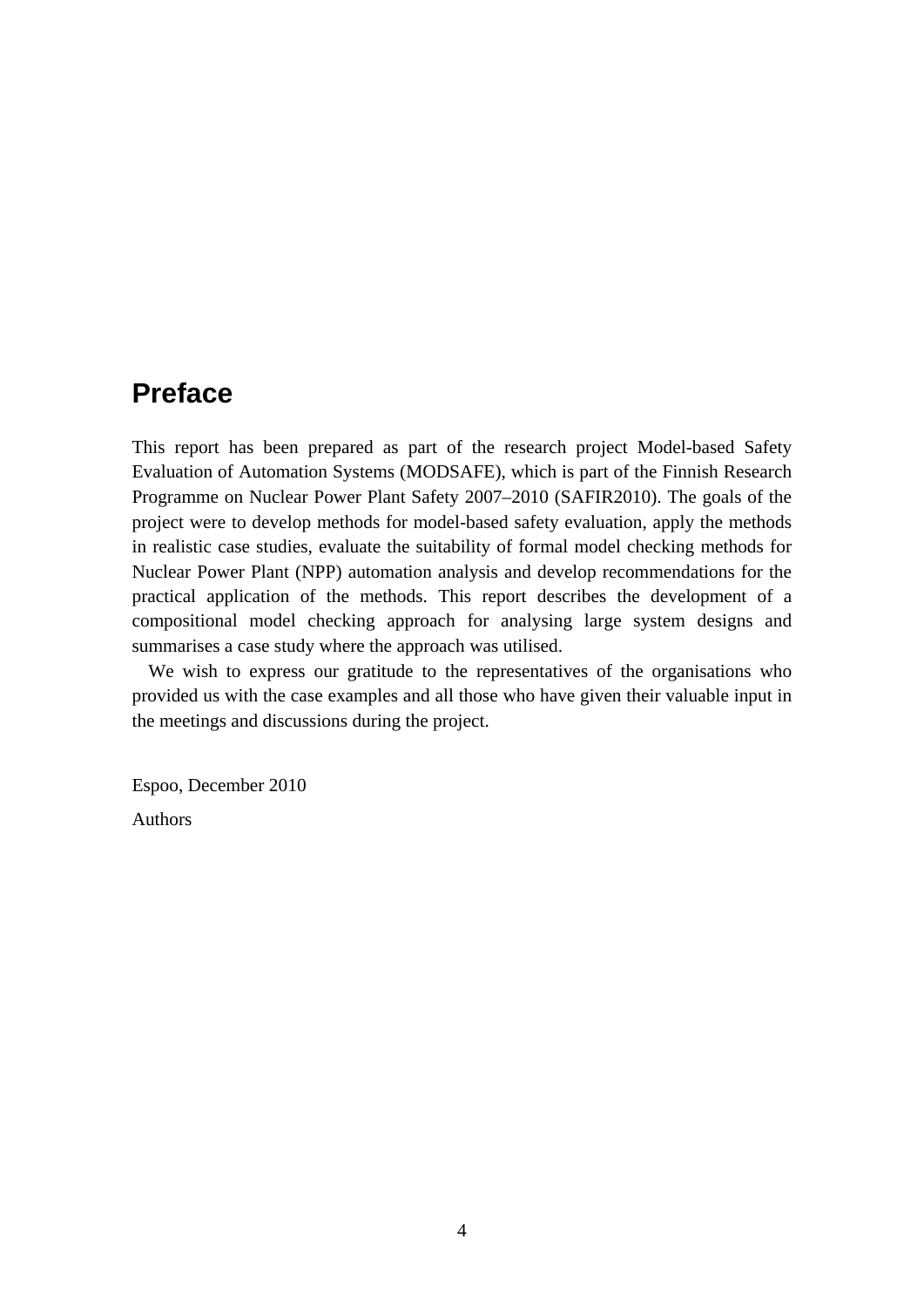# Preface

This report has been prepared as part of the research project Model-based Safety Evaluation of Automation Systems (MODSAFE), which is part of the Finnish Research Programme on Nuclear Power Plant Safety 2007–2010 (SAFIR2010). The goals of the project were to develop methods for model-based safety evaluation, apply the methods in realistic case studies, evaluate the suitability of formal model checking methods for Nuclear Power Plant (NPP) automation analysis and develop recommendations for the practical application of the methods. This report describes the development of a compositional model checking approach for analysing large system designs and summarises a case study where the approach was utilised.

We wish to express our gratitude to the representatives of the organisations who provided us with the case examples and all those who have given their valuable input in the meetings and discussions during the project.

Espoo, December 2010

Authors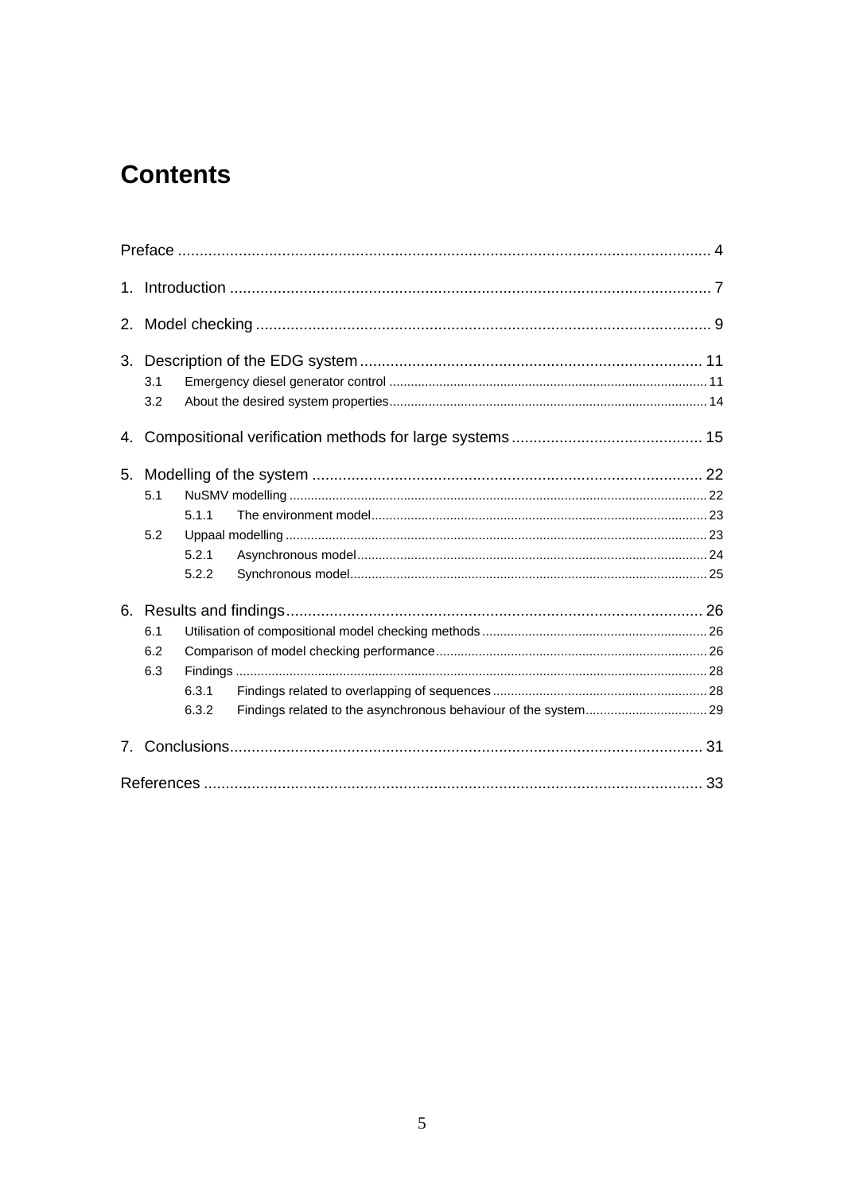# Contents

Preface ........................................................................................................................ 4

1. Introduction ............................................................................................................. 7

2. Model checking ....................................................................................................... 9

3. Description of the EDG system .............................................................................. 11
   - 3.1 Emergency diesel generator control ........................................................................ 11
   - 3.2 About the desired system properties ........................................................................ 14

4. Compositional verification methods for large systems ............................................ 15

5. Modelling of the system ......................................................................................... 22
   - 5.1 NuSMV modelling ...................................................................................................... 22
     - 5.1.1 The environment model ............................................................................................ 23
   - 5.2 Uppaal modelling ....................................................................................................... 23
     - 5.2.1 Asynchronous model ................................................................................................. 24
     - 5.2.2 Synchronous model ................................................................................................... 25

6. Results and findings ............................................................................................... 26
   - 6.1 Utilisation of compositional model checking methods .............................................. 26
   - 6.2 Comparison of model checking performance ............................................................ 26
   - 6.3 Findings ..................................................................................................................... 28
     - 6.3.1 Findings related to overlapping of sequences ........................................................... 28
     - 6.3.2 Findings related to the asynchronous behaviour of the system .................................. 29

7. Conclusions ............................................................................................................ 31

References ................................................................................................................. 33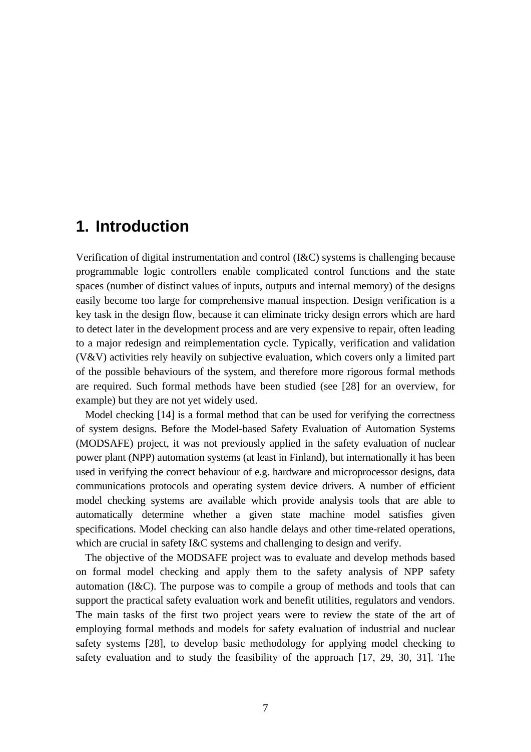# 1. Introduction

Verification of digital instrumentation and control (I&C) systems is challenging because programmable logic controllers enable complicated control functions and the state spaces (number of distinct values of inputs, outputs and internal memory) of the designs easily become too large for comprehensive manual inspection. Design verification is a key task in the design flow, because it can eliminate tricky design errors which are hard to detect later in the development process and are very expensive to repair, often leading to a major redesign and reimplementation cycle. Typically, verification and validation (V&V) activities rely heavily on subjective evaluation, which covers only a limited part of the possible behaviours of the system, and therefore more rigorous formal methods are required. Such formal methods have been studied (see [28] for an overview, for example) but they are not yet widely used.

Model checking [14] is a formal method that can be used for verifying the correctness of system designs. Before the Model-based Safety Evaluation of Automation Systems (MODSAFE) project, it was not previously applied in the safety evaluation of nuclear power plant (NPP) automation systems (at least in Finland), but internationally it has been used in verifying the correct behaviour of e.g. hardware and microprocessor designs, data communications protocols and operating system device drivers. A number of efficient model checking systems are available which provide analysis tools that are able to automatically determine whether a given state machine model satisfies given specifications. Model checking can also handle delays and other time-related operations, which are crucial in safety I&C systems and challenging to design and verify.

The objective of the MODSAFE project was to evaluate and develop methods based on formal model checking and apply them to the safety analysis of NPP safety automation (I&C). The purpose was to compile a group of methods and tools that can support the practical safety evaluation work and benefit utilities, regulators and vendors. The main tasks of the first two project years were to review the state of the art of employing formal methods and models for safety evaluation of industrial and nuclear safety systems [28], to develop basic methodology for applying model checking to safety evaluation and to study the feasibility of the approach [17, 29, 30, 31]. The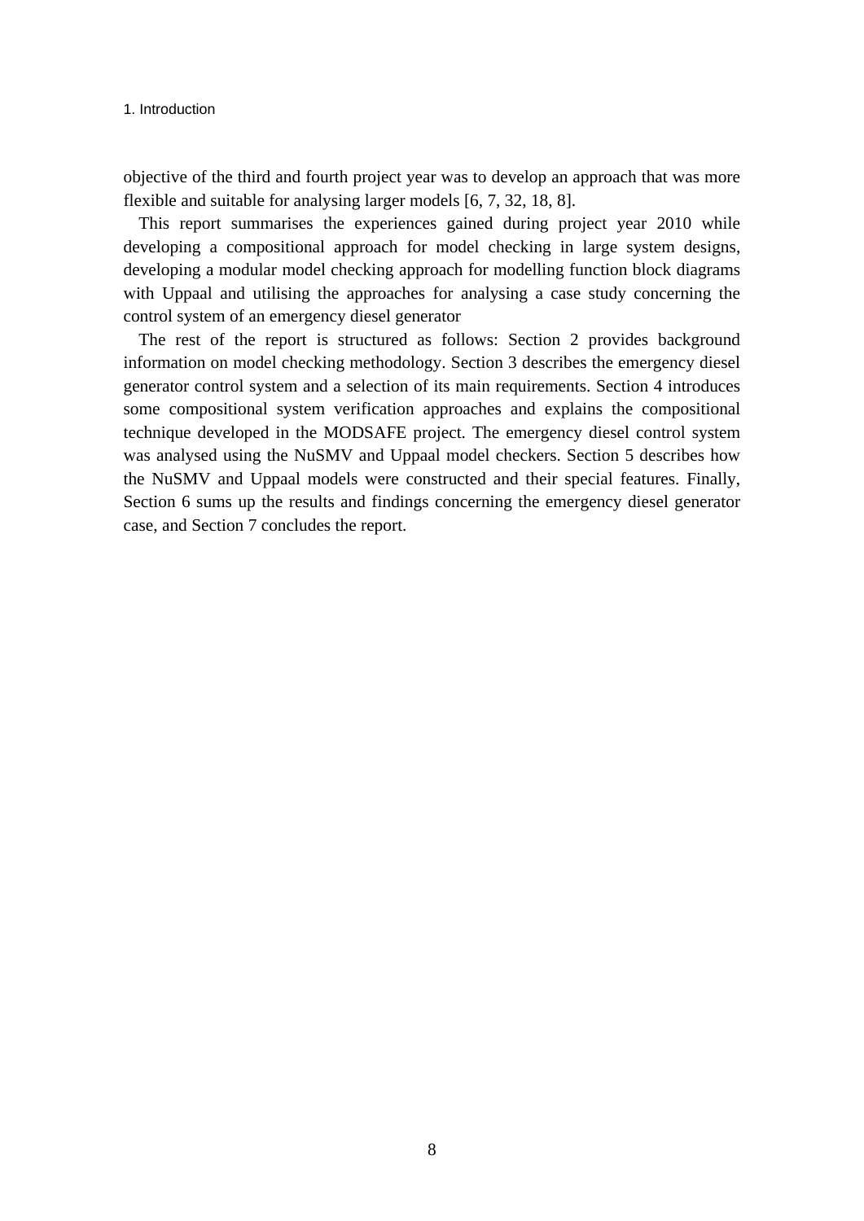objective of the third and fourth project year was to develop an approach that was more flexible and suitable for analysing larger models [6, 7, 32, 18, 8].

This report summarises the experiences gained during project year 2010 while developing a compositional approach for model checking in large system designs, developing a modular model checking approach for modelling function block diagrams with Uppaal and utilising the approaches for analysing a case study concerning the control system of an emergency diesel generator

The rest of the report is structured as follows: Section 2 provides background information on model checking methodology. Section 3 describes the emergency diesel generator control system and a selection of its main requirements. Section 4 introduces some compositional system verification approaches and explains the compositional technique developed in the MODSAFE project. The emergency diesel control system was analysed using the NuSMV and Uppaal model checkers. Section 5 describes how the NuSMV and Uppaal models were constructed and their special features. Finally, Section 6 sums up the results and findings concerning the emergency diesel generator case, and Section 7 concludes the report.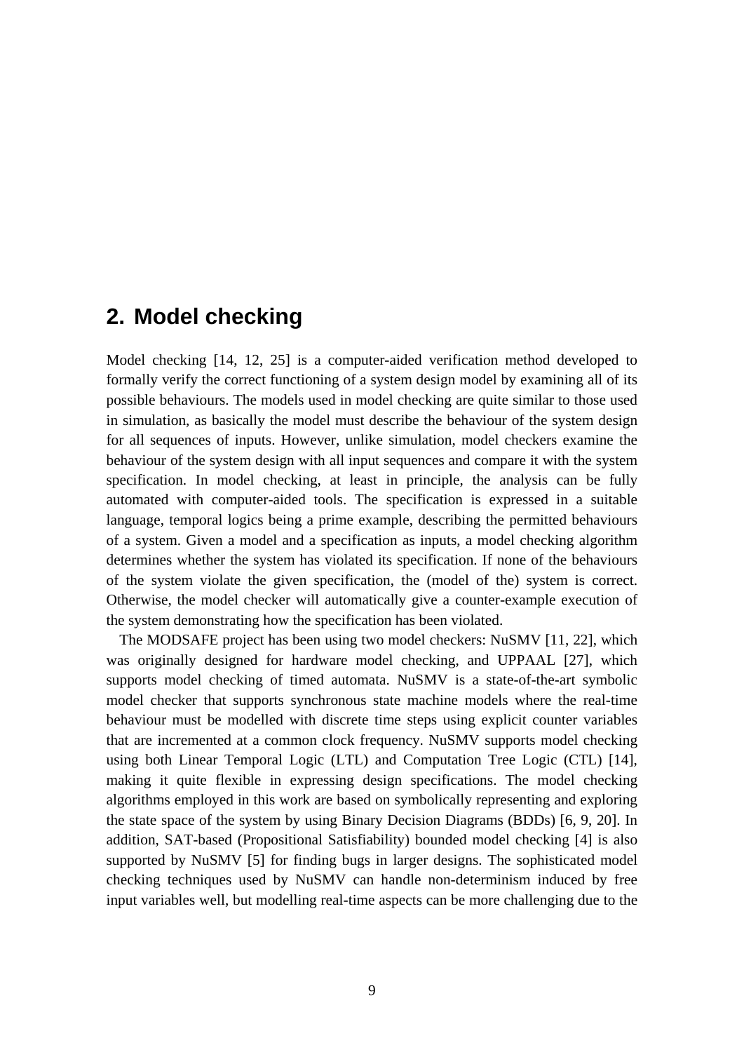# 2. Model checking

Model checking [14, 12, 25] is a computer-aided verification method developed to formally verify the correct functioning of a system design model by examining all of its possible behaviours. The models used in model checking are quite similar to those used in simulation, as basically the model must describe the behaviour of the system design for all sequences of inputs. However, unlike simulation, model checkers examine the behaviour of the system design with all input sequences and compare it with the system specification. In model checking, at least in principle, the analysis can be fully automated with computer-aided tools. The specification is expressed in a suitable language, temporal logics being a prime example, describing the permitted behaviours of a system. Given a model and a specification as inputs, a model checking algorithm determines whether the system has violated its specification. If none of the behaviours of the system violate the given specification, the (model of the) system is correct. Otherwise, the model checker will automatically give a counter-example execution of the system demonstrating how the specification has been violated.

The MODSAFE project has been using two model checkers: NuSMV [11, 22], which was originally designed for hardware model checking, and UPPAAL [27], which supports model checking of timed automata. NuSMV is a state-of-the-art symbolic model checker that supports synchronous state machine models where the real-time behaviour must be modelled with discrete time steps using explicit counter variables that are incremented at a common clock frequency. NuSMV supports model checking using both Linear Temporal Logic (LTL) and Computation Tree Logic (CTL) [14], making it quite flexible in expressing design specifications. The model checking algorithms employed in this work are based on symbolically representing and exploring the state space of the system by using Binary Decision Diagrams (BDDs) [6, 9, 20]. In addition, SAT-based (Propositional Satisfiability) bounded model checking [4] is also supported by NuSMV [5] for finding bugs in larger designs. The sophisticated model checking techniques used by NuSMV can handle non-determinism induced by free input variables well, but modelling real-time aspects can be more challenging due to the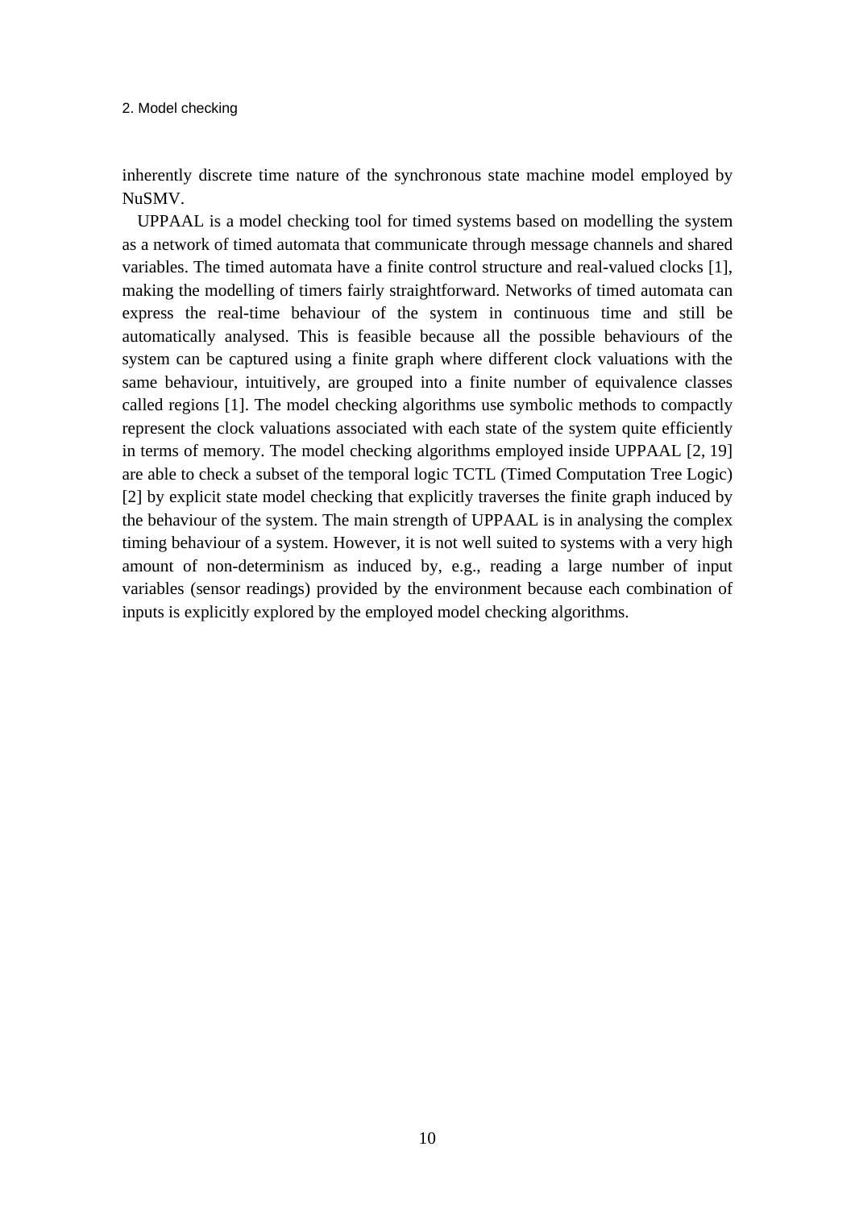inherently discrete time nature of the synchronous state machine model employed by NuSMV.

UPPAAL is a model checking tool for timed systems based on modelling the system as a network of timed automata that communicate through message channels and shared variables. The timed automata have a finite control structure and real-valued clocks [1], making the modelling of timers fairly straightforward. Networks of timed automata can express the real-time behaviour of the system in continuous time and still be automatically analysed. This is feasible because all the possible behaviours of the system can be captured using a finite graph where different clock valuations with the same behaviour, intuitively, are grouped into a finite number of equivalence classes called regions [1]. The model checking algorithms use symbolic methods to compactly represent the clock valuations associated with each state of the system quite efficiently in terms of memory. The model checking algorithms employed inside UPPAAL [2, 19] are able to check a subset of the temporal logic TCTL (Timed Computation Tree Logic) [2] by explicit state model checking that explicitly traverses the finite graph induced by the behaviour of the system. The main strength of UPPAAL is in analysing the complex timing behaviour of a system. However, it is not well suited to systems with a very high amount of non-determinism as induced by, e.g., reading a large number of input variables (sensor readings) provided by the environment because each combination of inputs is explicitly explored by the employed model checking algorithms.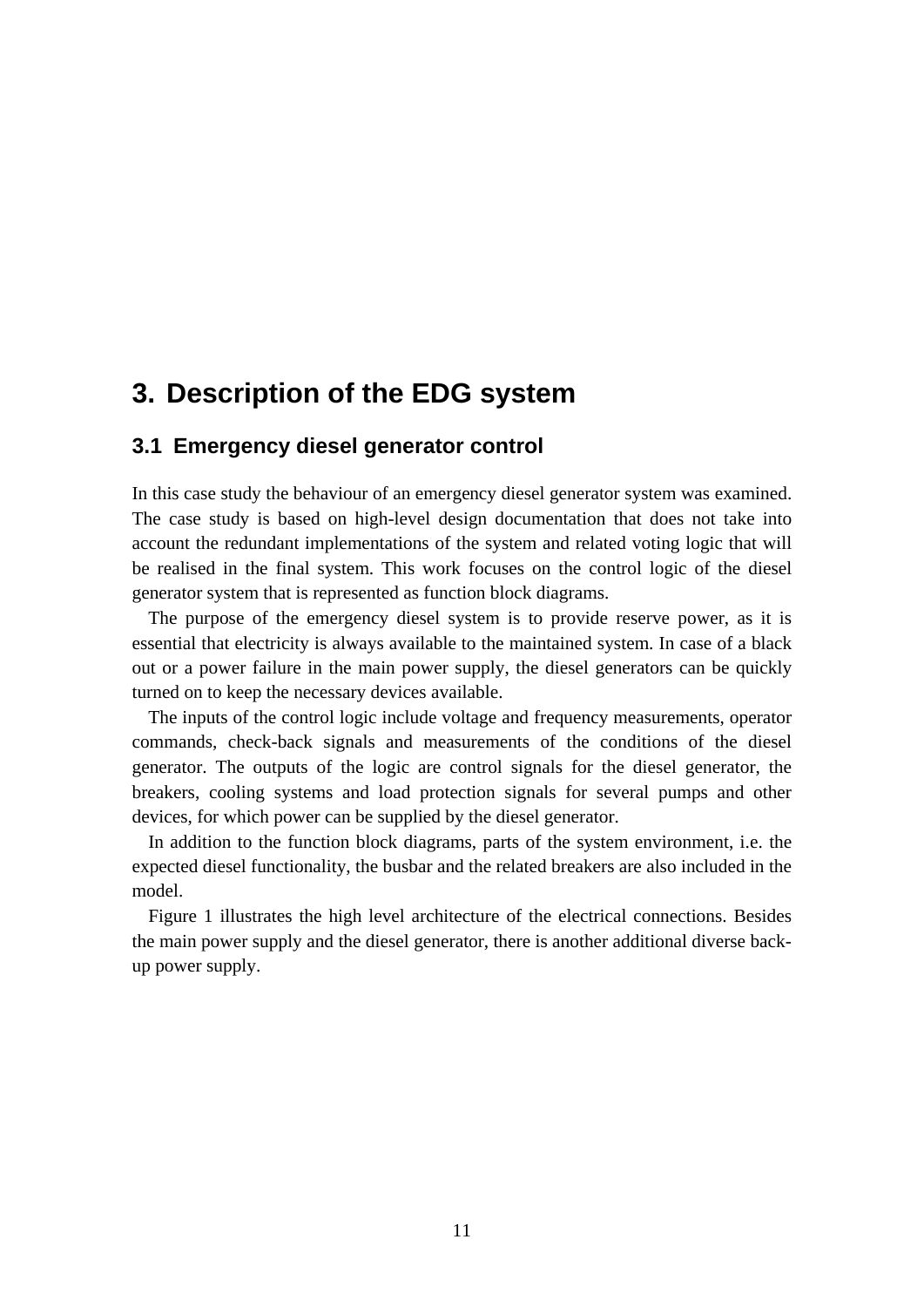# 3. Description of the EDG system

## 3.1 Emergency diesel generator control

In this case study the behaviour of an emergency diesel generator system was examined. The case study is based on high-level design documentation that does not take into account the redundant implementations of the system and related voting logic that will be realised in the final system. This work focuses on the control logic of the diesel generator system that is represented as function block diagrams.

The purpose of the emergency diesel system is to provide reserve power, as it is essential that electricity is always available to the maintained system. In case of a black out or a power failure in the main power supply, the diesel generators can be quickly turned on to keep the necessary devices available.

The inputs of the control logic include voltage and frequency measurements, operator commands, check-back signals and measurements of the conditions of the diesel generator. The outputs of the logic are control signals for the diesel generator, the breakers, cooling systems and load protection signals for several pumps and other devices, for which power can be supplied by the diesel generator.

In addition to the function block diagrams, parts of the system environment, i.e. the expected diesel functionality, the busbar and the related breakers are also included in the model.

Figure 1 illustrates the high level architecture of the electrical connections. Besides the main power supply and the diesel generator, there is another additional diverse back-up power supply.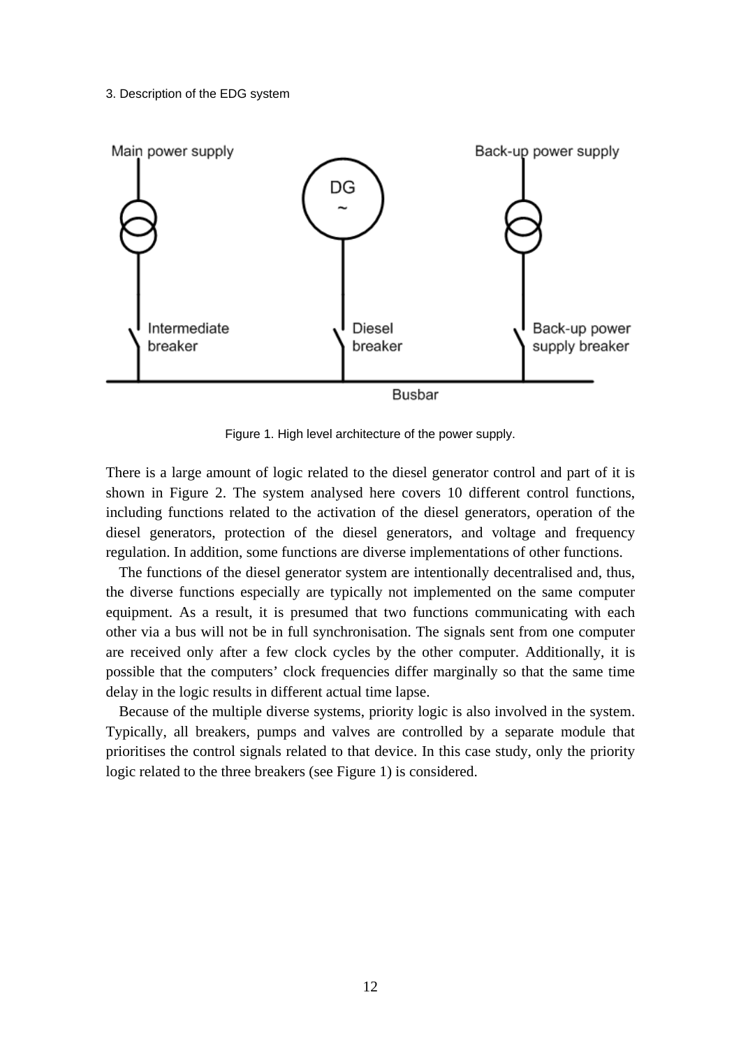3. Description of the EDG system

Figure 1. High level architecture of the power supply.

There is a large amount of logic related to the diesel generator control and part of it is shown in Figure 2. The system analysed here covers 10 different control functions, including functions related to the activation of the diesel generators, operation of the diesel generators, protection of the diesel generators, and voltage and frequency regulation. In addition, some functions are diverse implementations of other functions.

The functions of the diesel generator system are intentionally decentralised and, thus, the diverse functions especially are typically not implemented on the same computer equipment. As a result, it is presumed that two functions communicating with each other via a bus will not be in full synchronisation. The signals sent from one computer are received only after a few clock cycles by the other computer. Additionally, it is possible that the computers' clock frequencies differ marginally so that the same time delay in the logic results in different actual time lapse.

Because of the multiple diverse systems, priority logic is also involved in the system. Typically, all breakers, pumps and valves are controlled by a separate module that prioritises the control signals related to that device. In this case study, only the priority logic related to the three breakers (see Figure 1) is considered.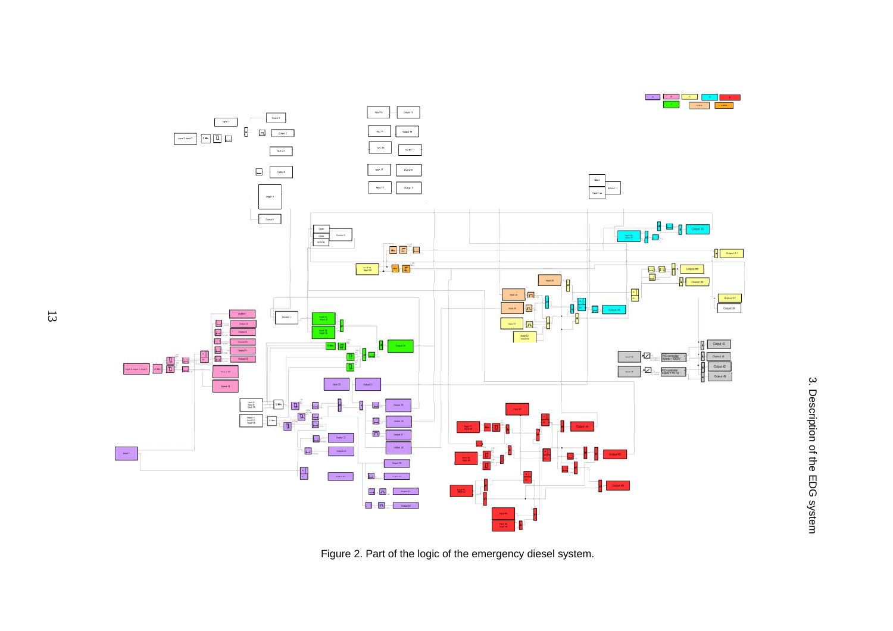Figure 2. Part of the logic of the emergency diesel system.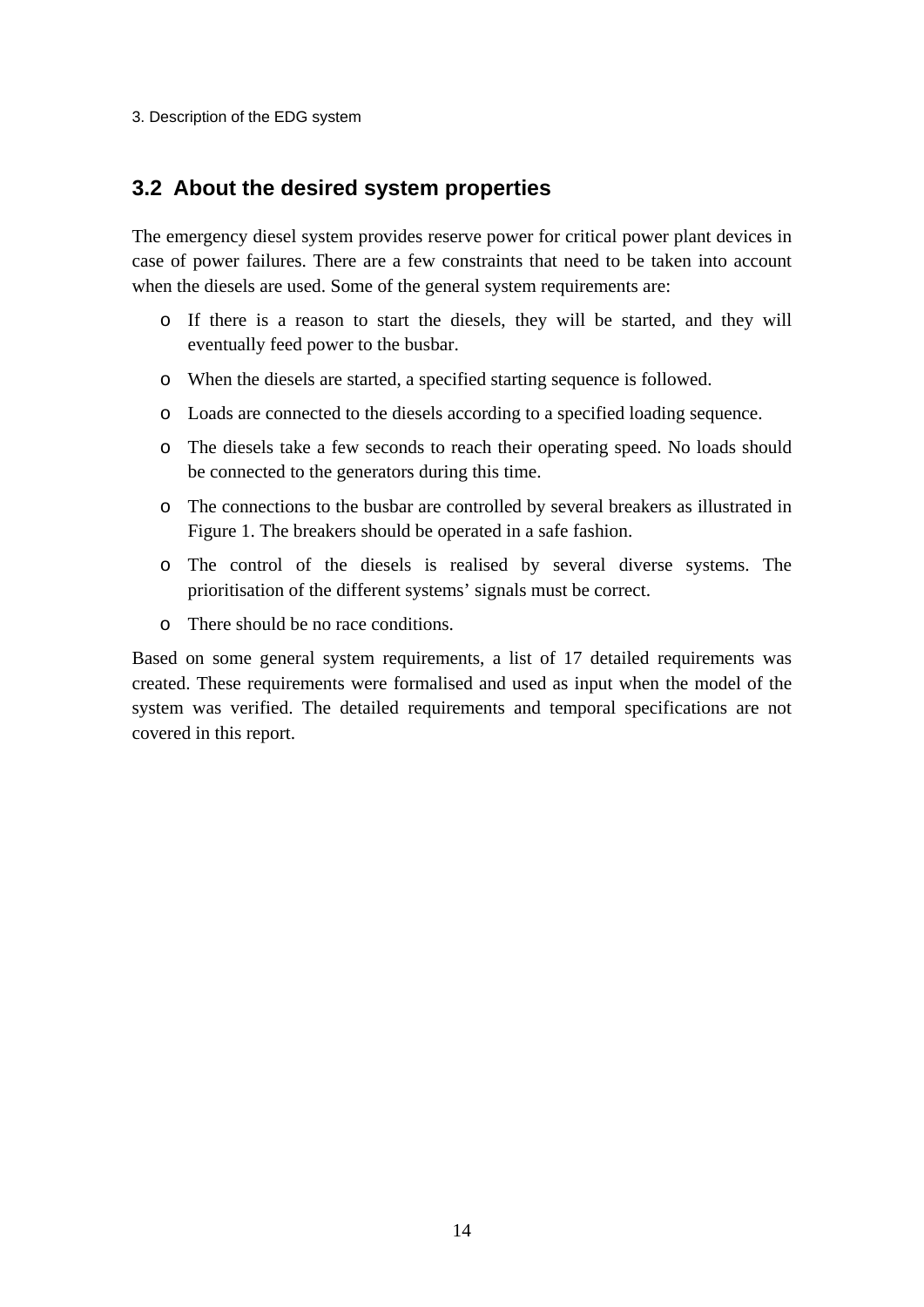## 3.2 About the desired system properties

The emergency diesel system provides reserve power for critical power plant devices in case of power failures. There are a few constraints that need to be taken into account when the diesels are used. Some of the general system requirements are:

- If there is a reason to start the diesels, they will be started, and they will eventually feed power to the busbar.
- When the diesels are started, a specified starting sequence is followed.
- Loads are connected to the diesels according to a specified loading sequence.
- The diesels take a few seconds to reach their operating speed. No loads should be connected to the generators during this time.
- The connections to the busbar are controlled by several breakers as illustrated in Figure 1. The breakers should be operated in a safe fashion.
- The control of the diesels is realised by several diverse systems. The prioritisation of the different systems' signals must be correct.
- There should be no race conditions.

Based on some general system requirements, a list of 17 detailed requirements was created. These requirements were formalised and used as input when the model of the system was verified. The detailed requirements and temporal specifications are not covered in this report.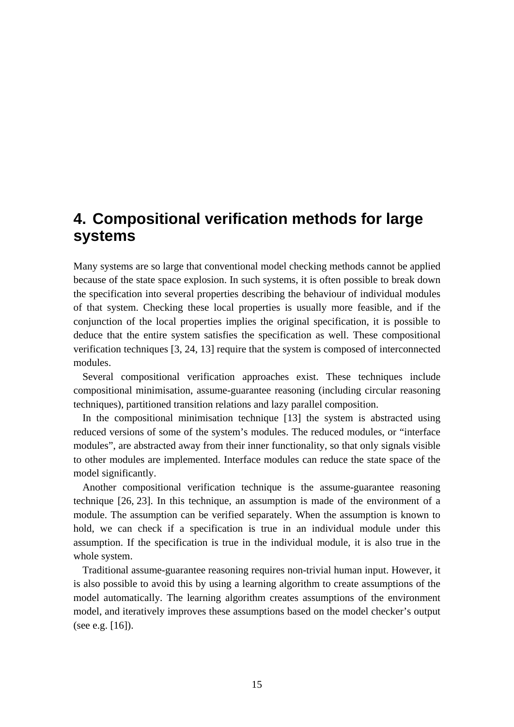# 4. Compositional verification methods for large systems

Many systems are so large that conventional model checking methods cannot be applied because of the state space explosion. In such systems, it is often possible to break down the specification into several properties describing the behaviour of individual modules of that system. Checking these local properties is usually more feasible, and if the conjunction of the local properties implies the original specification, it is possible to deduce that the entire system satisfies the specification as well. These compositional verification techniques [3, 24, 13] require that the system is composed of interconnected modules.

Several compositional verification approaches exist. These techniques include compositional minimisation, assume-guarantee reasoning (including circular reasoning techniques), partitioned transition relations and lazy parallel composition.

In the compositional minimisation technique [13] the system is abstracted using reduced versions of some of the system's modules. The reduced modules, or "interface modules", are abstracted away from their inner functionality, so that only signals visible to other modules are implemented. Interface modules can reduce the state space of the model significantly.

Another compositional verification technique is the assume-guarantee reasoning technique [26, 23]. In this technique, an assumption is made of the environment of a module. The assumption can be verified separately. When the assumption is known to hold, we can check if a specification is true in an individual module under this assumption. If the specification is true in the individual module, it is also true in the whole system.

Traditional assume-guarantee reasoning requires non-trivial human input. However, it is also possible to avoid this by using a learning algorithm to create assumptions of the model automatically. The learning algorithm creates assumptions of the environment model, and iteratively improves these assumptions based on the model checker's output (see e.g. [16]).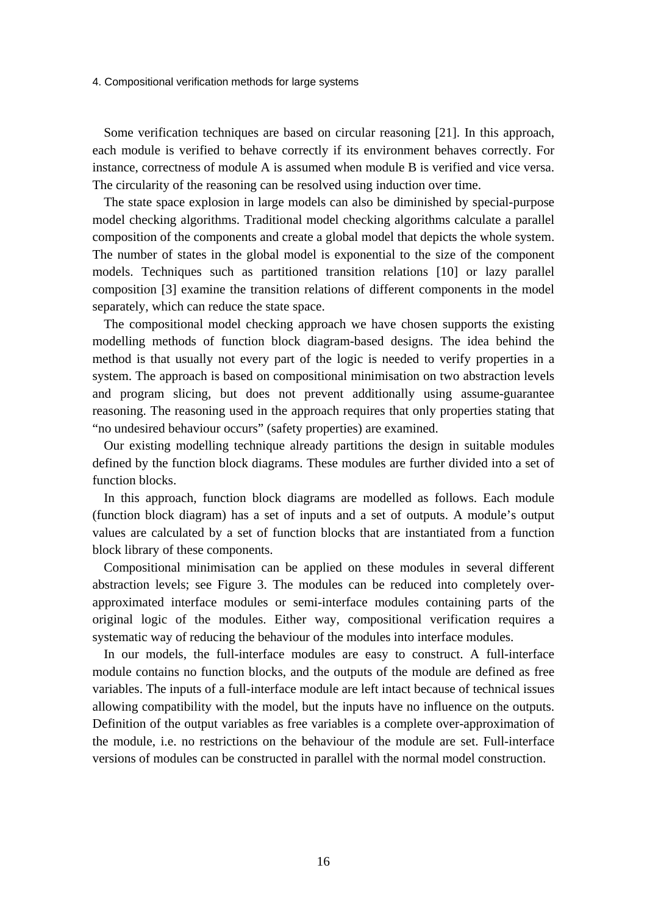Some verification techniques are based on circular reasoning [21]. In this approach, each module is verified to behave correctly if its environment behaves correctly. For instance, correctness of module A is assumed when module B is verified and vice versa. The circularity of the reasoning can be resolved using induction over time.

The state space explosion in large models can also be diminished by special-purpose model checking algorithms. Traditional model checking algorithms calculate a parallel composition of the components and create a global model that depicts the whole system. The number of states in the global model is exponential to the size of the component models. Techniques such as partitioned transition relations [10] or lazy parallel composition [3] examine the transition relations of different components in the model separately, which can reduce the state space.

The compositional model checking approach we have chosen supports the existing modelling methods of function block diagram-based designs. The idea behind the method is that usually not every part of the logic is needed to verify properties in a system. The approach is based on compositional minimisation on two abstraction levels and program slicing, but does not prevent additionally using assume-guarantee reasoning. The reasoning used in the approach requires that only properties stating that "no undesired behaviour occurs" (safety properties) are examined.

Our existing modelling technique already partitions the design in suitable modules defined by the function block diagrams. These modules are further divided into a set of function blocks.

In this approach, function block diagrams are modelled as follows. Each module (function block diagram) has a set of inputs and a set of outputs. A module's output values are calculated by a set of function blocks that are instantiated from a function block library of these components.

Compositional minimisation can be applied on these modules in several different abstraction levels; see Figure 3. The modules can be reduced into completely over-approximated interface modules or semi-interface modules containing parts of the original logic of the modules. Either way, compositional verification requires a systematic way of reducing the behaviour of the modules into interface modules.

In our models, the full-interface modules are easy to construct. A full-interface module contains no function blocks, and the outputs of the module are defined as free variables. The inputs of a full-interface module are left intact because of technical issues allowing compatibility with the model, but the inputs have no influence on the outputs. Definition of the output variables as free variables is a complete over-approximation of the module, i.e. no restrictions on the behaviour of the module are set. Full-interface versions of modules can be constructed in parallel with the normal model construction.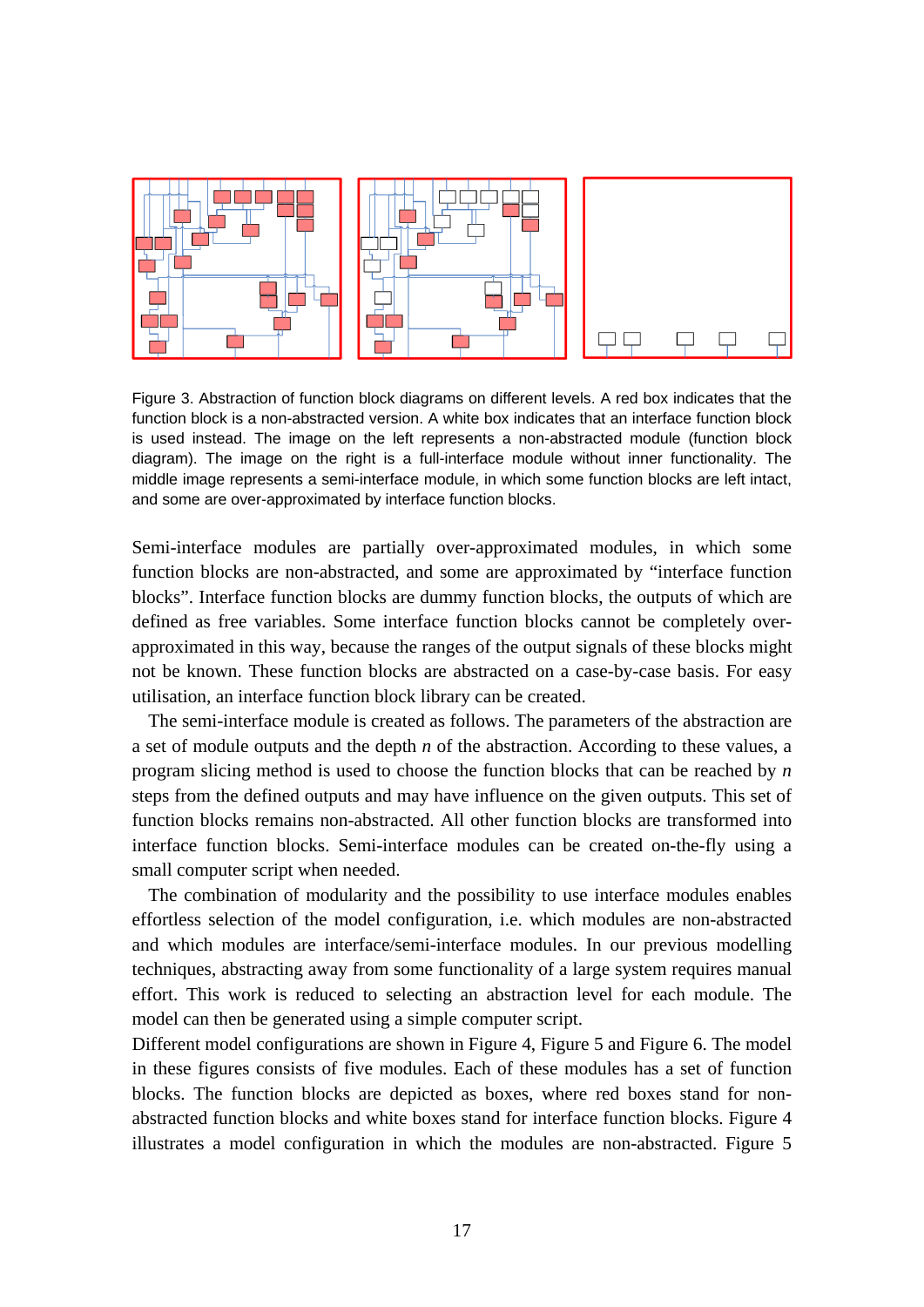Figure 3. Abstraction of function block diagrams on different levels. A red box indicates that the function block is a non-abstracted version. A white box indicates that an interface function block is used instead. The image on the left represents a non-abstracted module (function block diagram). The image on the right is a full-interface module without inner functionality. The middle image represents a semi-interface module, in which some function blocks are left intact, and some are over-approximated by interface function blocks.

Semi-interface modules are partially over-approximated modules, in which some function blocks are non-abstracted, and some are approximated by "interface function blocks". Interface function blocks are dummy function blocks, the outputs of which are defined as free variables. Some interface function blocks cannot be completely over-approximated in this way, because the ranges of the output signals of these blocks might not be known. These function blocks are abstracted on a case-by-case basis. For easy utilisation, an interface function block library can be created.

The semi-interface module is created as follows. The parameters of the abstraction are a set of module outputs and the depth $n$ of the abstraction. According to these values, a program slicing method is used to choose the function blocks that can be reached by $n$ steps from the defined outputs and may have influence on the given outputs. This set of function blocks remains non-abstracted. All other function blocks are transformed into interface function blocks. Semi-interface modules can be created on-the-fly using a small computer script when needed.

The combination of modularity and the possibility to use interface modules enables effortless selection of the model configuration, i.e. which modules are non-abstracted and which modules are interface/semi-interface modules. In our previous modelling techniques, abstracting away from some functionality of a large system requires manual effort. This work is reduced to selecting an abstraction level for each module. The model can then be generated using a simple computer script.

Different model configurations are shown in Figure 4, Figure 5 and Figure 6. The model in these figures consists of five modules. Each of these modules has a set of function blocks. The function blocks are depicted as boxes, where red boxes stand for non-abstracted function blocks and white boxes stand for interface function blocks. Figure 4 illustrates a model configuration in which the modules are non-abstracted. Figure 5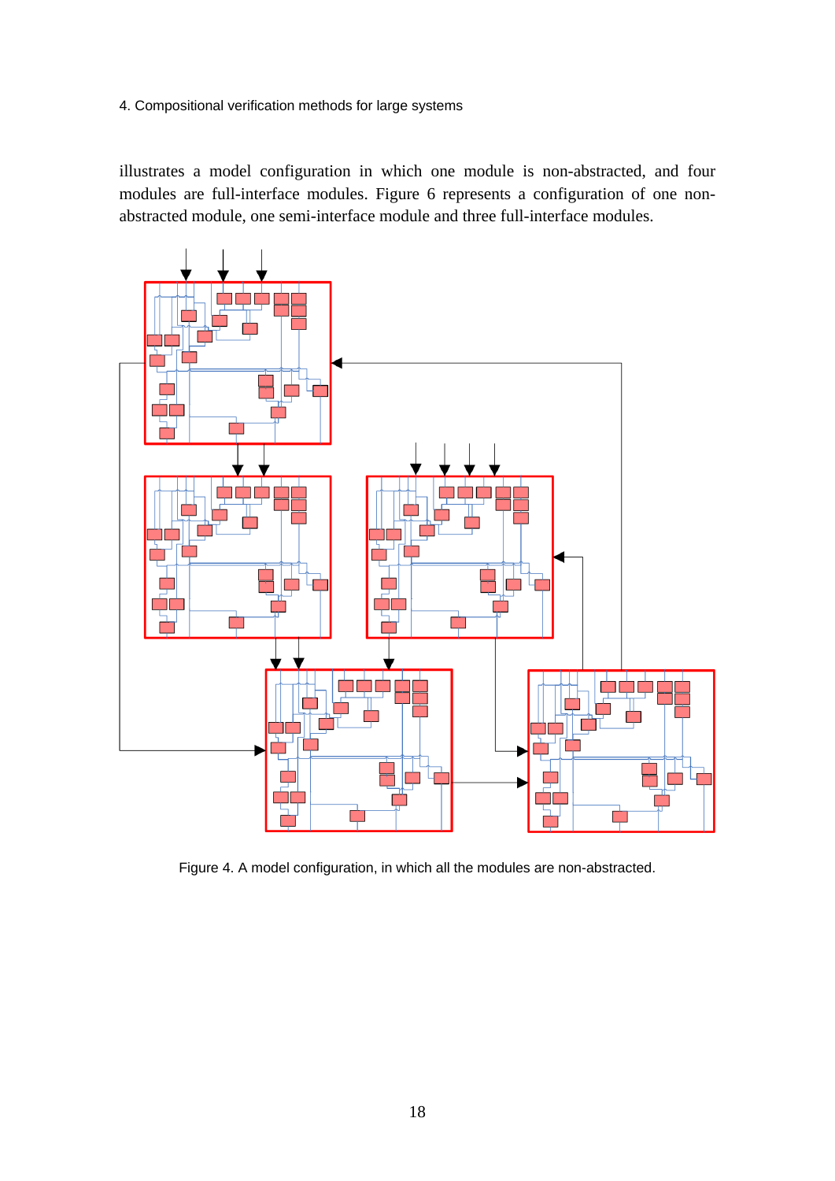illustrates a model configuration in which one module is non-abstracted, and four modules are full-interface modules. Figure 6 represents a configuration of one non-abstracted module, one semi-interface module and three full-interface modules.

Figure 4. A model configuration, in which all the modules are non-abstracted.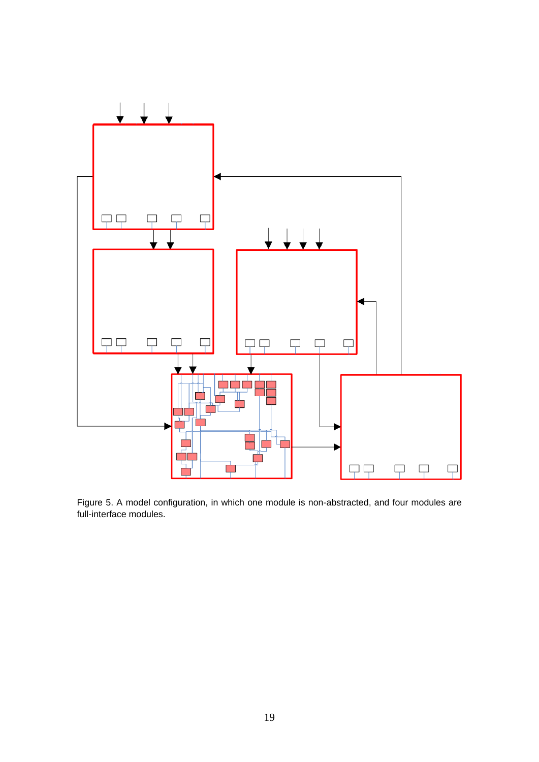Figure 5. A model configuration, in which one module is non-abstracted, and four modules are full-interface modules.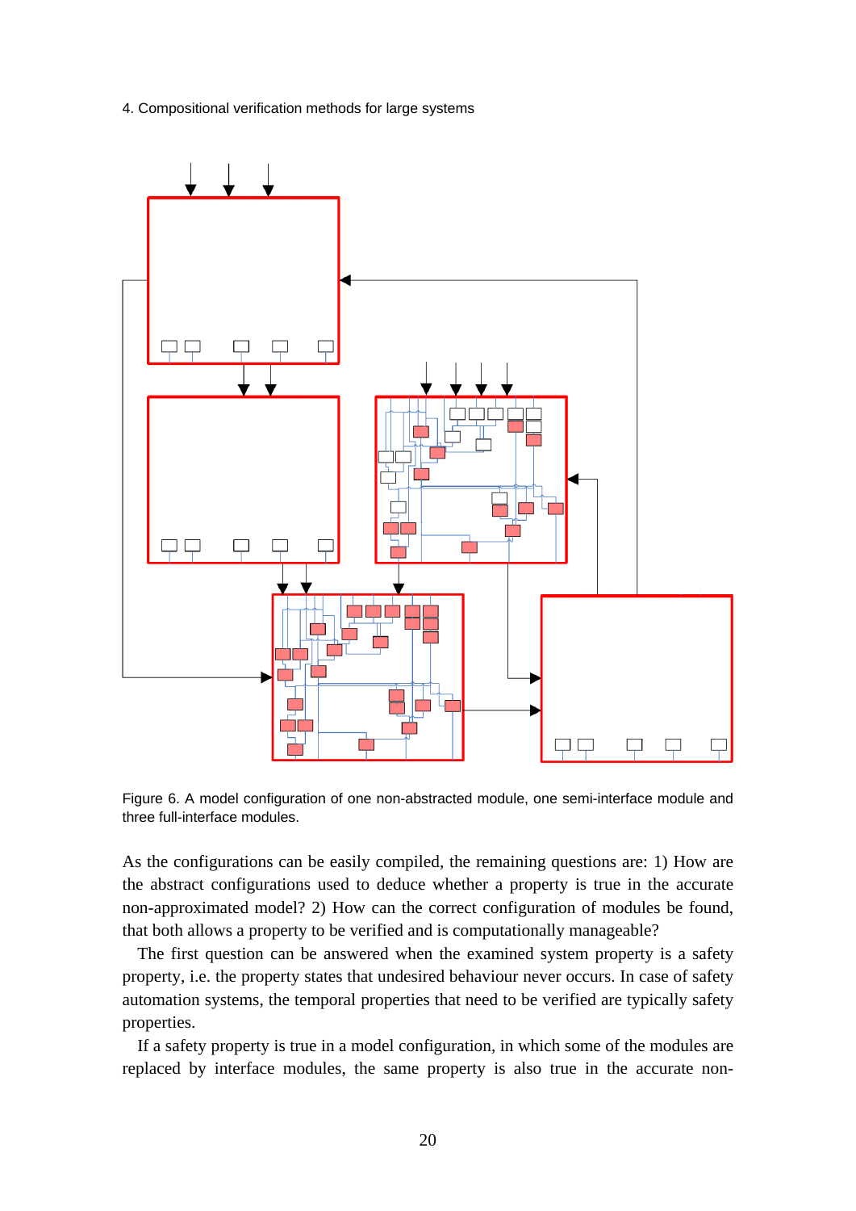Figure 6. A model configuration of one non-abstracted module, one semi-interface module and three full-interface modules.

As the configurations can be easily compiled, the remaining questions are: 1) How are the abstract configurations used to deduce whether a property is true in the accurate non-approximated model? 2) How can the correct configuration of modules be found, that both allows a property to be verified and is computationally manageable?

The first question can be answered when the examined system property is a safety property, i.e. the property states that undesired behaviour never occurs. In case of safety automation systems, the temporal properties that need to be verified are typically safety properties.

If a safety property is true in a model configuration, in which some of the modules are replaced by interface modules, the same property is also true in the accurate non-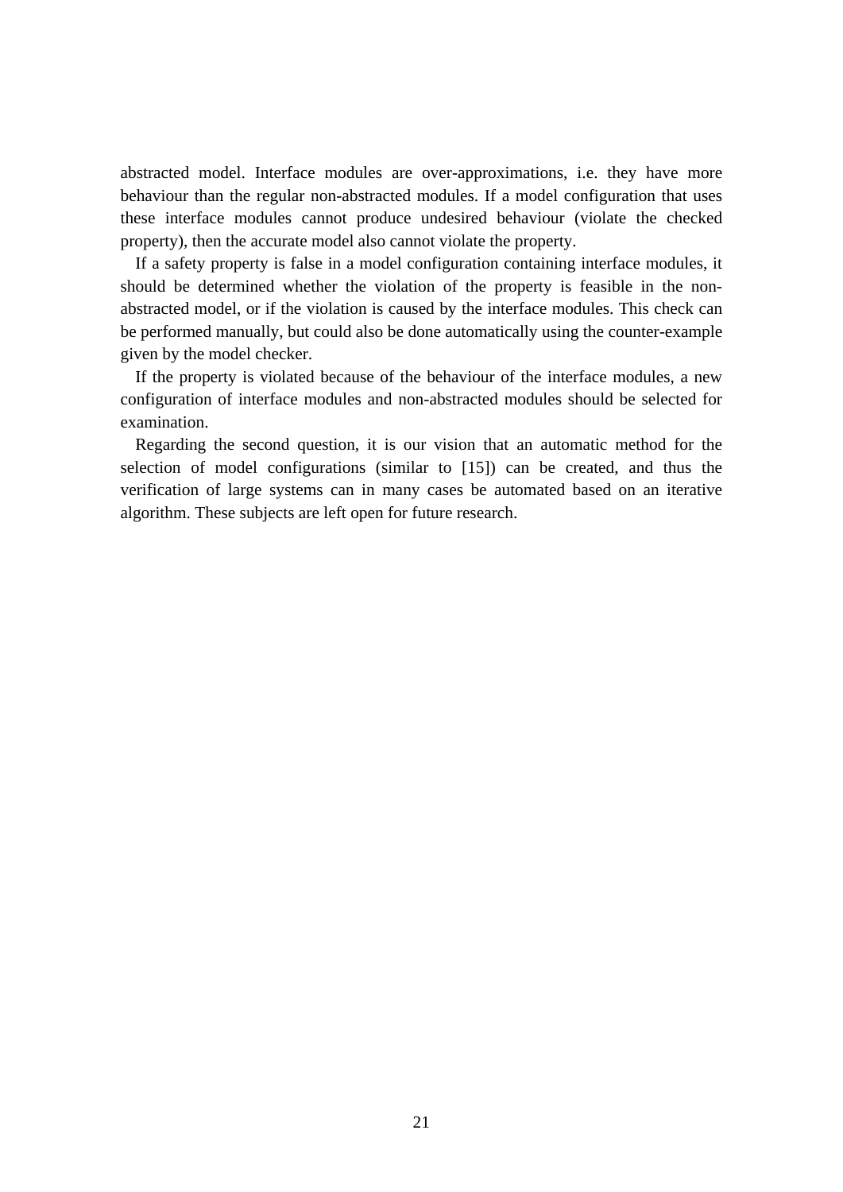abstracted model. Interface modules are over-approximations, i.e. they have more behaviour than the regular non-abstracted modules. If a model configuration that uses these interface modules cannot produce undesired behaviour (violate the checked property), then the accurate model also cannot violate the property.

If a safety property is false in a model configuration containing interface modules, it should be determined whether the violation of the property is feasible in the non-abstracted model, or if the violation is caused by the interface modules. This check can be performed manually, but could also be done automatically using the counter-example given by the model checker.

If the property is violated because of the behaviour of the interface modules, a new configuration of interface modules and non-abstracted modules should be selected for examination.

Regarding the second question, it is our vision that an automatic method for the selection of model configurations (similar to [15]) can be created, and thus the verification of large systems can in many cases be automated based on an iterative algorithm. These subjects are left open for future research.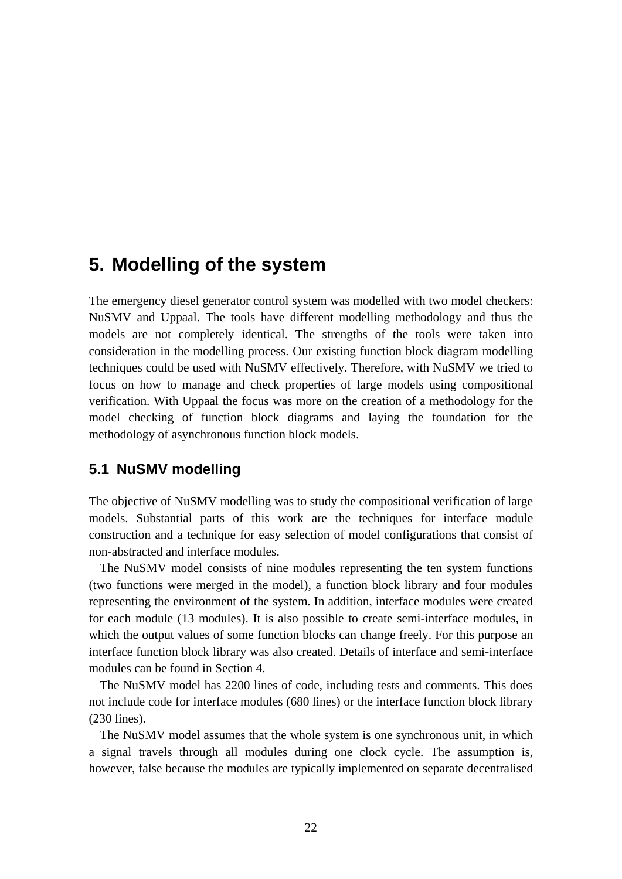# 5. Modelling of the system

The emergency diesel generator control system was modelled with two model checkers: NuSMV and Uppaal. The tools have different modelling methodology and thus the models are not completely identical. The strengths of the tools were taken into consideration in the modelling process. Our existing function block diagram modelling techniques could be used with NuSMV effectively. Therefore, with NuSMV we tried to focus on how to manage and check properties of large models using compositional verification. With Uppaal the focus was more on the creation of a methodology for the model checking of function block diagrams and laying the foundation for the methodology of asynchronous function block models.

## 5.1 NuSMV modelling

The objective of NuSMV modelling was to study the compositional verification of large models. Substantial parts of this work are the techniques for interface module construction and a technique for easy selection of model configurations that consist of non-abstracted and interface modules.

The NuSMV model consists of nine modules representing the ten system functions (two functions were merged in the model), a function block library and four modules representing the environment of the system. In addition, interface modules were created for each module (13 modules). It is also possible to create semi-interface modules, in which the output values of some function blocks can change freely. For this purpose an interface function block library was also created. Details of interface and semi-interface modules can be found in Section 4.

The NuSMV model has 2200 lines of code, including tests and comments. This does not include code for interface modules (680 lines) or the interface function block library (230 lines).

The NuSMV model assumes that the whole system is one synchronous unit, in which a signal travels through all modules during one clock cycle. The assumption is, however, false because the modules are typically implemented on separate decentralised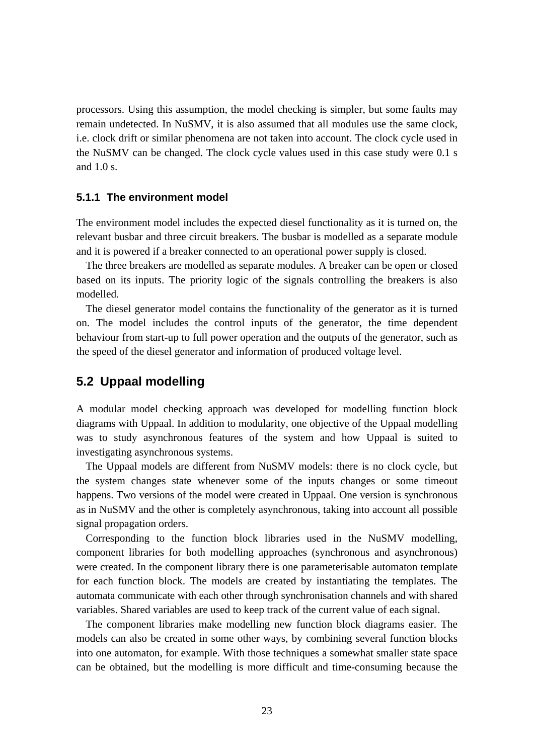processors. Using this assumption, the model checking is simpler, but some faults may remain undetected. In NuSMV, it is also assumed that all modules use the same clock, i.e. clock drift or similar phenomena are not taken into account. The clock cycle used in the NuSMV can be changed. The clock cycle values used in this case study were 0.1 s and 1.0 s.

### 5.1.1 The environment model

The environment model includes the expected diesel functionality as it is turned on, the relevant busbar and three circuit breakers. The busbar is modelled as a separate module and it is powered if a breaker connected to an operational power supply is closed.

The three breakers are modelled as separate modules. A breaker can be open or closed based on its inputs. The priority logic of the signals controlling the breakers is also modelled.

The diesel generator model contains the functionality of the generator as it is turned on. The model includes the control inputs of the generator, the time dependent behaviour from start-up to full power operation and the outputs of the generator, such as the speed of the diesel generator and information of produced voltage level.

## 5.2 Uppaal modelling

A modular model checking approach was developed for modelling function block diagrams with Uppaal. In addition to modularity, one objective of the Uppaal modelling was to study asynchronous features of the system and how Uppaal is suited to investigating asynchronous systems.

The Uppaal models are different from NuSMV models: there is no clock cycle, but the system changes state whenever some of the inputs changes or some timeout happens. Two versions of the model were created in Uppaal. One version is synchronous as in NuSMV and the other is completely asynchronous, taking into account all possible signal propagation orders.

Corresponding to the function block libraries used in the NuSMV modelling, component libraries for both modelling approaches (synchronous and asynchronous) were created. In the component library there is one parameterisable automaton template for each function block. The models are created by instantiating the templates. The automata communicate with each other through synchronisation channels and with shared variables. Shared variables are used to keep track of the current value of each signal.

The component libraries make modelling new function block diagrams easier. The models can also be created in some other ways, by combining several function blocks into one automaton, for example. With those techniques a somewhat smaller state space can be obtained, but the modelling is more difficult and time-consuming because the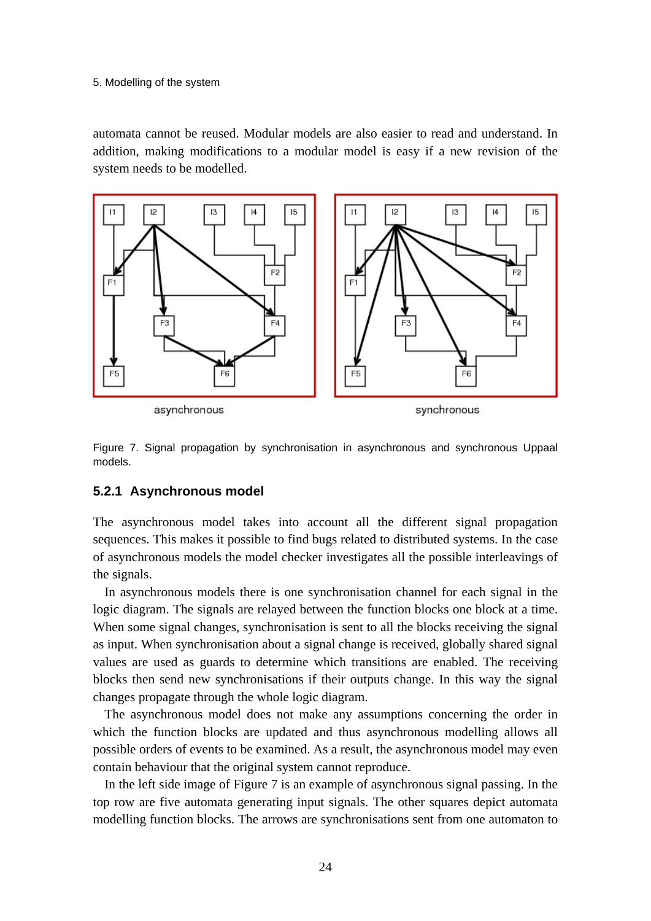automata cannot be reused. Modular models are also easier to read and understand. In addition, making modifications to a modular model is easy if a new revision of the system needs to be modelled.

Figure 7. Signal propagation by synchronisation in asynchronous and synchronous Uppaal models.

### 5.2.1 Asynchronous model

The asynchronous model takes into account all the different signal propagation sequences. This makes it possible to find bugs related to distributed systems. In the case of asynchronous models the model checker investigates all the possible interleavings of the signals.

In asynchronous models there is one synchronisation channel for each signal in the logic diagram. The signals are relayed between the function blocks one block at a time. When some signal changes, synchronisation is sent to all the blocks receiving the signal as input. When synchronisation about a signal change is received, globally shared signal values are used as guards to determine which transitions are enabled. The receiving blocks then send new synchronisations if their outputs change. In this way the signal changes propagate through the whole logic diagram.

The asynchronous model does not make any assumptions concerning the order in which the function blocks are updated and thus asynchronous modelling allows all possible orders of events to be examined. As a result, the asynchronous model may even contain behaviour that the original system cannot reproduce.

In the left side image of Figure 7 is an example of asynchronous signal passing. In the top row are five automata generating input signals. The other squares depict automata modelling function blocks. The arrows are synchronisations sent from one automaton to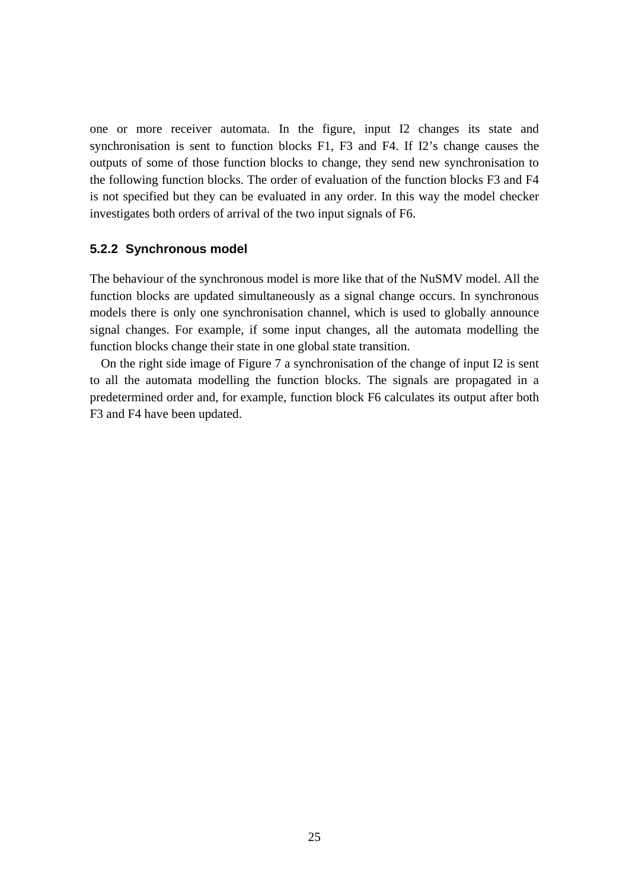one or more receiver automata. In the figure, input I2 changes its state and synchronisation is sent to function blocks F1, F3 and F4. If I2's change causes the outputs of some of those function blocks to change, they send new synchronisation to the following function blocks. The order of evaluation of the function blocks F3 and F4 is not specified but they can be evaluated in any order. In this way the model checker investigates both orders of arrival of the two input signals of F6.

### 5.2.2 Synchronous model

The behaviour of the synchronous model is more like that of the NuSMV model. All the function blocks are updated simultaneously as a signal change occurs. In synchronous models there is only one synchronisation channel, which is used to globally announce signal changes. For example, if some input changes, all the automata modelling the function blocks change their state in one global state transition.

On the right side image of Figure 7 a synchronisation of the change of input I2 is sent to all the automata modelling the function blocks. The signals are propagated in a predetermined order and, for example, function block F6 calculates its output after both F3 and F4 have been updated.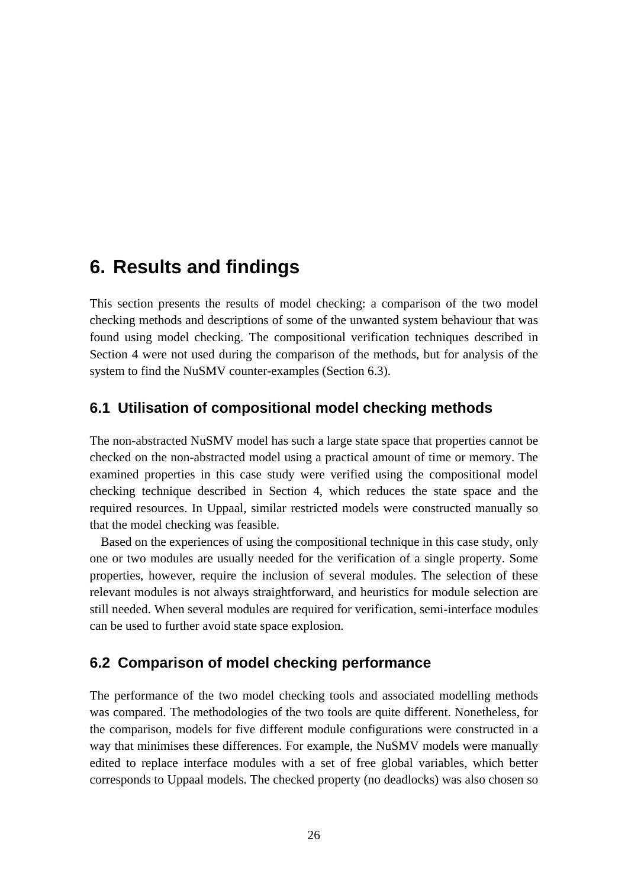# 6. Results and findings

This section presents the results of model checking: a comparison of the two model checking methods and descriptions of some of the unwanted system behaviour that was found using model checking. The compositional verification techniques described in Section 4 were not used during the comparison of the methods, but for analysis of the system to find the NuSMV counter-examples (Section 6.3).

## 6.1 Utilisation of compositional model checking methods

The non-abstracted NuSMV model has such a large state space that properties cannot be checked on the non-abstracted model using a practical amount of time or memory. The examined properties in this case study were verified using the compositional model checking technique described in Section 4, which reduces the state space and the required resources. In Uppaal, similar restricted models were constructed manually so that the model checking was feasible.

Based on the experiences of using the compositional technique in this case study, only one or two modules are usually needed for the verification of a single property. Some properties, however, require the inclusion of several modules. The selection of these relevant modules is not always straightforward, and heuristics for module selection are still needed. When several modules are required for verification, semi-interface modules can be used to further avoid state space explosion.

## 6.2 Comparison of model checking performance

The performance of the two model checking tools and associated modelling methods was compared. The methodologies of the two tools are quite different. Nonetheless, for the comparison, models for five different module configurations were constructed in a way that minimises these differences. For example, the NuSMV models were manually edited to replace interface modules with a set of free global variables, which better corresponds to Uppaal models. The checked property (no deadlocks) was also chosen so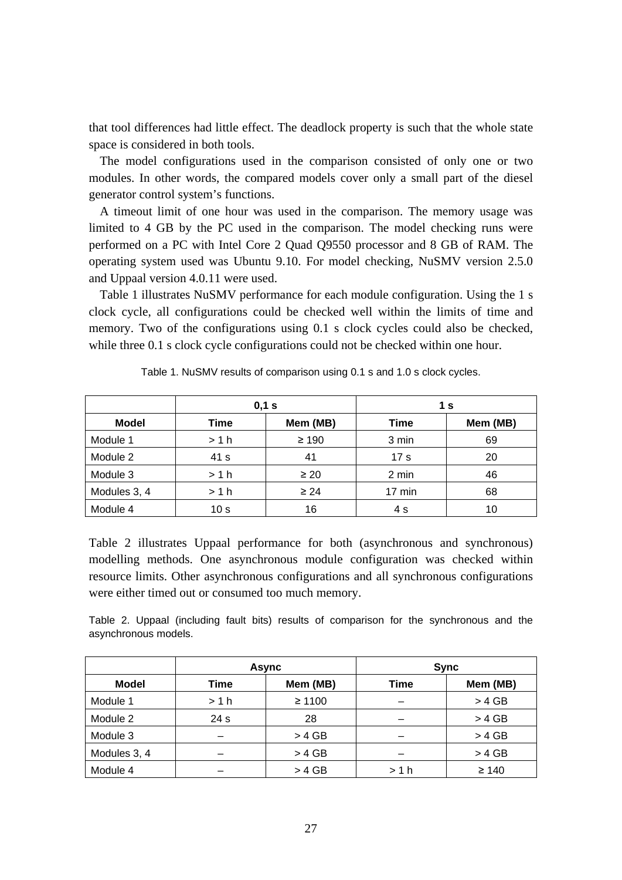that tool differences had little effect. The deadlock property is such that the whole state space is considered in both tools.

The model configurations used in the comparison consisted of only one or two modules. In other words, the compared models cover only a small part of the diesel generator control system's functions.

A timeout limit of one hour was used in the comparison. The memory usage was limited to 4 GB by the PC used in the comparison. The model checking runs were performed on a PC with Intel Core 2 Quad Q9550 processor and 8 GB of RAM. The operating system used was Ubuntu 9.10. For model checking, NuSMV version 2.5.0 and Uppaal version 4.0.11 were used.

Table 1 illustrates NuSMV performance for each module configuration. Using the 1 s clock cycle, all configurations could be checked well within the limits of time and memory. Two of the configurations using 0.1 s clock cycles could also be checked, while three 0.1 s clock cycle configurations could not be checked within one hour.

Table 1. NuSMV results of comparison using 0.1 s and 1.0 s clock cycles.

| | 0,1 s | | 1 s | |
|---|---|---|---|---|
| **Model** | **Time** | **Mem (MB)** | **Time** | **Mem (MB)** |
| Module 1 | > 1 h | ≥ 190 | 3 min | 69 |
| Module 2 | 41 s | 41 | 17 s | 20 |
| Module 3 | > 1 h | ≥ 20 | 2 min | 46 |
| Modules 3, 4 | > 1 h | ≥ 24 | 17 min | 68 |
| Module 4 | 10 s | 16 | 4 s | 10 |

Table 2 illustrates Uppaal performance for both (asynchronous and synchronous) modelling methods. One asynchronous module configuration was checked within resource limits. Other asynchronous configurations and all synchronous configurations were either timed out or consumed too much memory.

Table 2. Uppaal (including fault bits) results of comparison for the synchronous and the asynchronous models.

| | Async | | Sync | |
|---|---|---|---|---|
| **Model** | **Time** | **Mem (MB)** | **Time** | **Mem (MB)** |
| Module 1 | > 1 h | ≥ 1100 | – | > 4 GB |
| Module 2 | 24 s | 28 | – | > 4 GB |
| Module 3 | – | > 4 GB | – | > 4 GB |
| Modules 3, 4 | – | > 4 GB | – | > 4 GB |
| Module 4 | – | > 4 GB | > 1 h | ≥ 140 |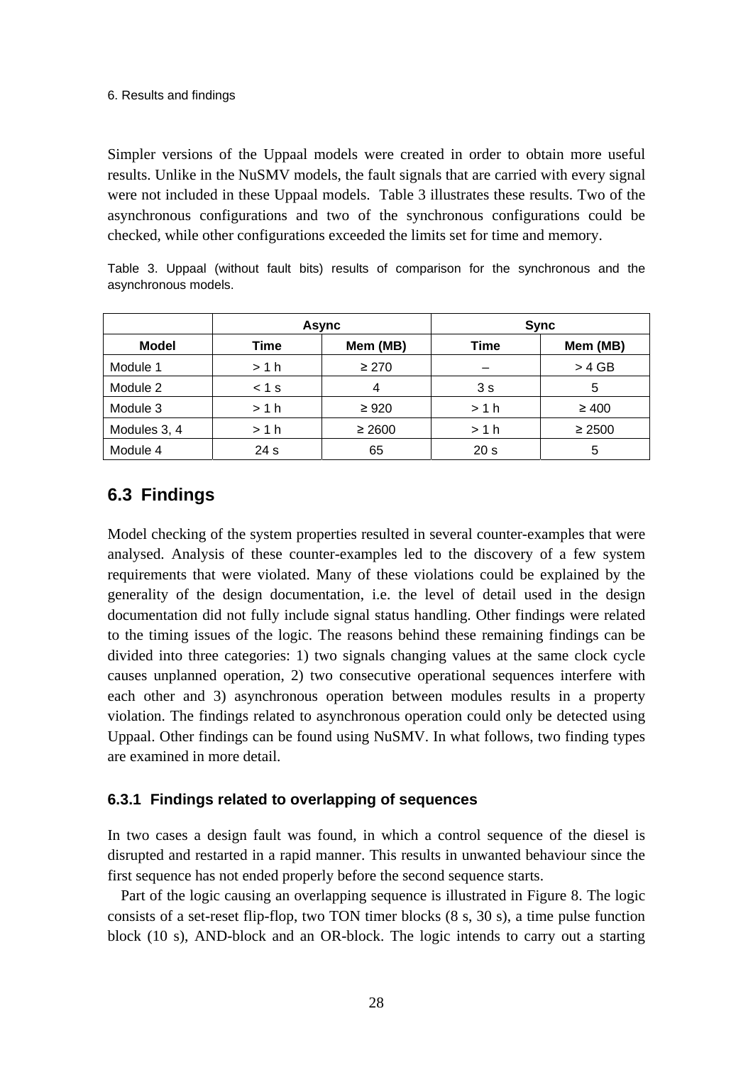Simpler versions of the Uppaal models were created in order to obtain more useful results. Unlike in the NuSMV models, the fault signals that are carried with every signal were not included in these Uppaal models. Table 3 illustrates these results. Two of the asynchronous configurations and two of the synchronous configurations could be checked, while other configurations exceeded the limits set for time and memory.

Table 3. Uppaal (without fault bits) results of comparison for the synchronous and the asynchronous models.

| | Async | | Sync | |
|---|---|---|---|---|
| **Model** | **Time** | **Mem (MB)** | **Time** | **Mem (MB)** |
| Module 1 | > 1 h | ≥ 270 | – | > 4 GB |
| Module 2 | < 1 s | 4 | 3 s | 5 |
| Module 3 | > 1 h | ≥ 920 | > 1 h | ≥ 400 |
| Modules 3, 4 | > 1 h | ≥ 2600 | > 1 h | ≥ 2500 |
| Module 4 | 24 s | 65 | 20 s | 5 |

## 6.3 Findings

Model checking of the system properties resulted in several counter-examples that were analysed. Analysis of these counter-examples led to the discovery of a few system requirements that were violated. Many of these violations could be explained by the generality of the design documentation, i.e. the level of detail used in the design documentation did not fully include signal status handling. Other findings were related to the timing issues of the logic. The reasons behind these remaining findings can be divided into three categories: 1) two signals changing values at the same clock cycle causes unplanned operation, 2) two consecutive operational sequences interfere with each other and 3) asynchronous operation between modules results in a property violation. The findings related to asynchronous operation could only be detected using Uppaal. Other findings can be found using NuSMV. In what follows, two finding types are examined in more detail.

### 6.3.1 Findings related to overlapping of sequences

In two cases a design fault was found, in which a control sequence of the diesel is disrupted and restarted in a rapid manner. This results in unwanted behaviour since the first sequence has not ended properly before the second sequence starts.

Part of the logic causing an overlapping sequence is illustrated in Figure 8. The logic consists of a set-reset flip-flop, two TON timer blocks (8 s, 30 s), a time pulse function block (10 s), AND-block and an OR-block. The logic intends to carry out a starting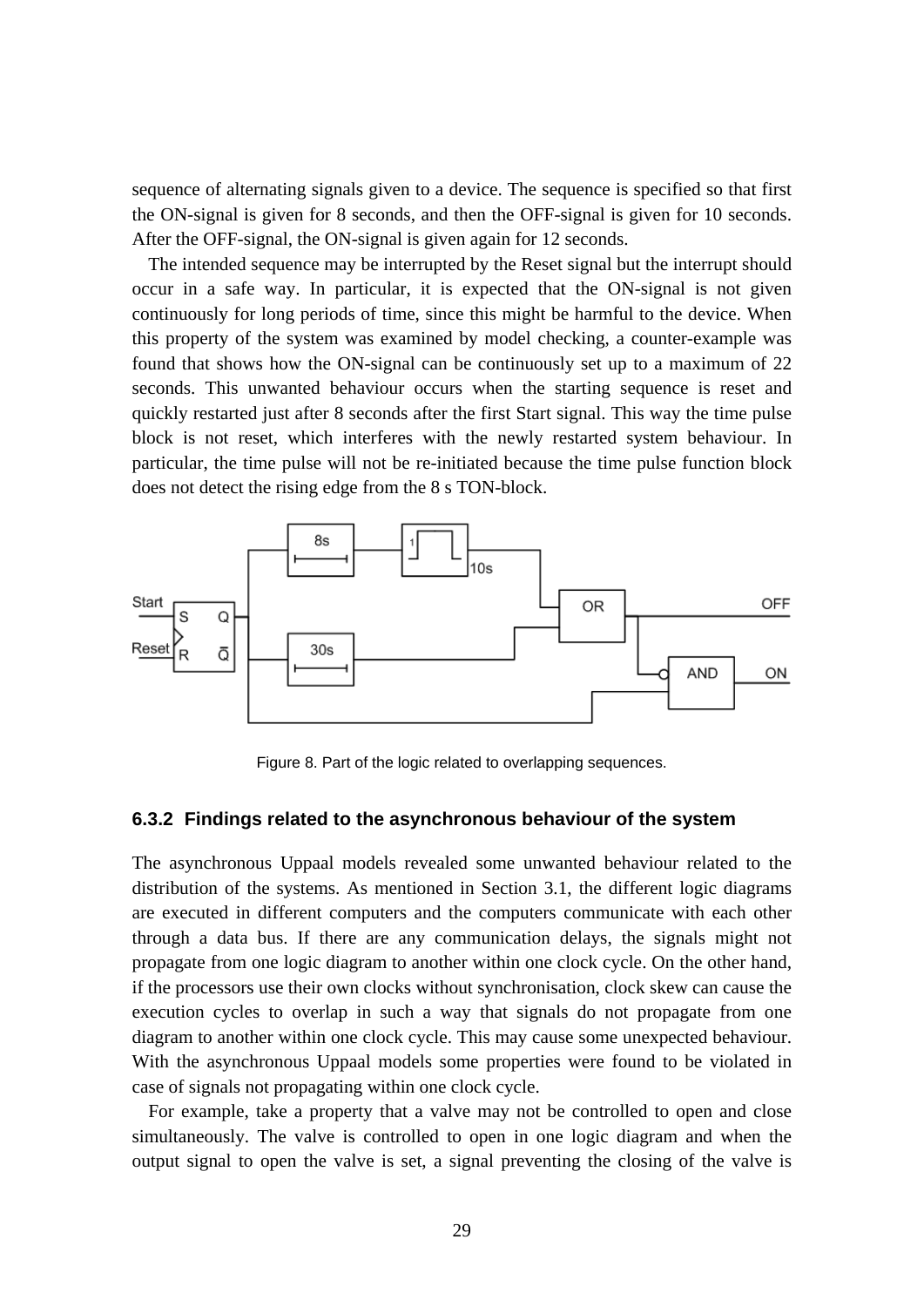sequence of alternating signals given to a device. The sequence is specified so that first the ON-signal is given for 8 seconds, and then the OFF-signal is given for 10 seconds. After the OFF-signal, the ON-signal is given again for 12 seconds.

The intended sequence may be interrupted by the Reset signal but the interrupt should occur in a safe way. In particular, it is expected that the ON-signal is not given continuously for long periods of time, since this might be harmful to the device. When this property of the system was examined by model checking, a counter-example was found that shows how the ON-signal can be continuously set up to a maximum of 22 seconds. This unwanted behaviour occurs when the starting sequence is reset and quickly restarted just after 8 seconds after the first Start signal. This way the time pulse block is not reset, which interferes with the newly restarted system behaviour. In particular, the time pulse will not be re-initiated because the time pulse function block does not detect the rising edge from the 8 s TON-block.

Figure 8. Part of the logic related to overlapping sequences.

### 6.3.2 Findings related to the asynchronous behaviour of the system

The asynchronous Uppaal models revealed some unwanted behaviour related to the distribution of the systems. As mentioned in Section 3.1, the different logic diagrams are executed in different computers and the computers communicate with each other through a data bus. If there are any communication delays, the signals might not propagate from one logic diagram to another within one clock cycle. On the other hand, if the processors use their own clocks without synchronisation, clock skew can cause the execution cycles to overlap in such a way that signals do not propagate from one diagram to another within one clock cycle. This may cause some unexpected behaviour. With the asynchronous Uppaal models some properties were found to be violated in case of signals not propagating within one clock cycle.

For example, take a property that a valve may not be controlled to open and close simultaneously. The valve is controlled to open in one logic diagram and when the output signal to open the valve is set, a signal preventing the closing of the valve is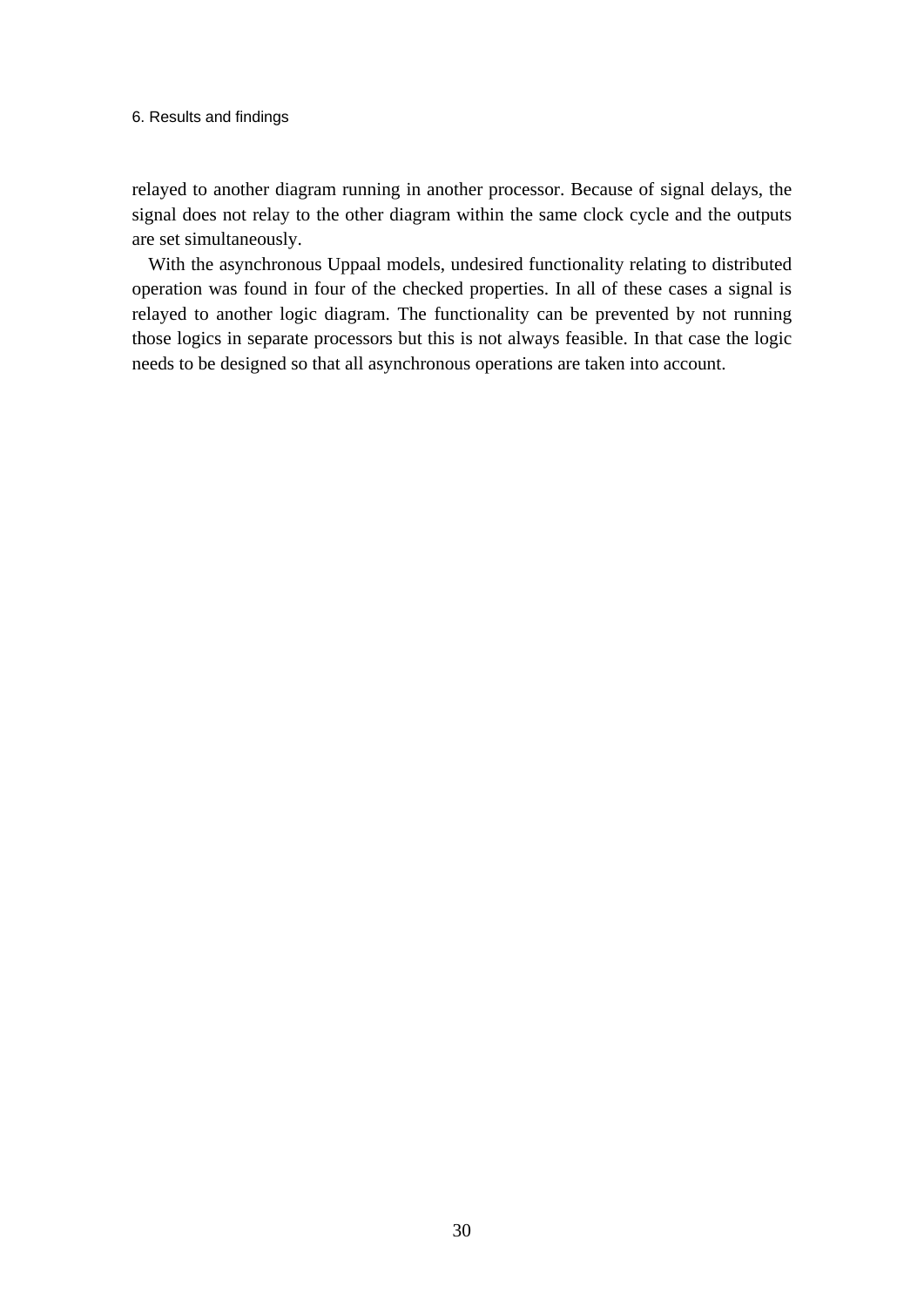relayed to another diagram running in another processor. Because of signal delays, the signal does not relay to the other diagram within the same clock cycle and the outputs are set simultaneously.

With the asynchronous Uppaal models, undesired functionality relating to distributed operation was found in four of the checked properties. In all of these cases a signal is relayed to another logic diagram. The functionality can be prevented by not running those logics in separate processors but this is not always feasible. In that case the logic needs to be designed so that all asynchronous operations are taken into account.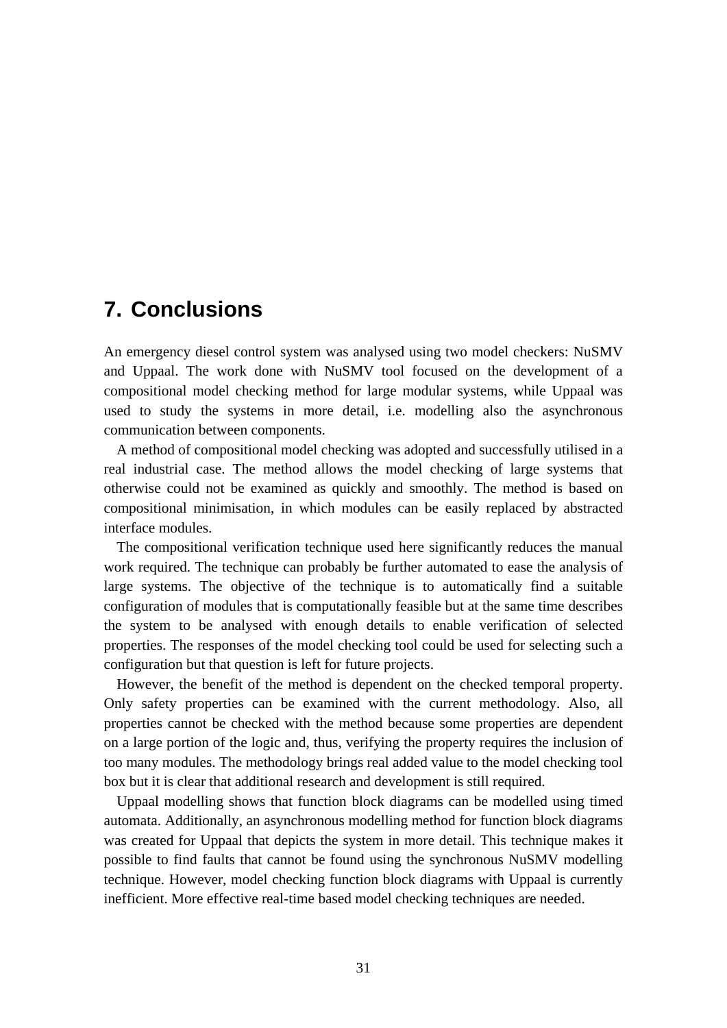# 7. Conclusions

An emergency diesel control system was analysed using two model checkers: NuSMV and Uppaal. The work done with NuSMV tool focused on the development of a compositional model checking method for large modular systems, while Uppaal was used to study the systems in more detail, i.e. modelling also the asynchronous communication between components.

A method of compositional model checking was adopted and successfully utilised in a real industrial case. The method allows the model checking of large systems that otherwise could not be examined as quickly and smoothly. The method is based on compositional minimisation, in which modules can be easily replaced by abstracted interface modules.

The compositional verification technique used here significantly reduces the manual work required. The technique can probably be further automated to ease the analysis of large systems. The objective of the technique is to automatically find a suitable configuration of modules that is computationally feasible but at the same time describes the system to be analysed with enough details to enable verification of selected properties. The responses of the model checking tool could be used for selecting such a configuration but that question is left for future projects.

However, the benefit of the method is dependent on the checked temporal property. Only safety properties can be examined with the current methodology. Also, all properties cannot be checked with the method because some properties are dependent on a large portion of the logic and, thus, verifying the property requires the inclusion of too many modules. The methodology brings real added value to the model checking tool box but it is clear that additional research and development is still required.

Uppaal modelling shows that function block diagrams can be modelled using timed automata. Additionally, an asynchronous modelling method for function block diagrams was created for Uppaal that depicts the system in more detail. This technique makes it possible to find faults that cannot be found using the synchronous NuSMV modelling technique. However, model checking function block diagrams with Uppaal is currently inefficient. More effective real-time based model checking techniques are needed.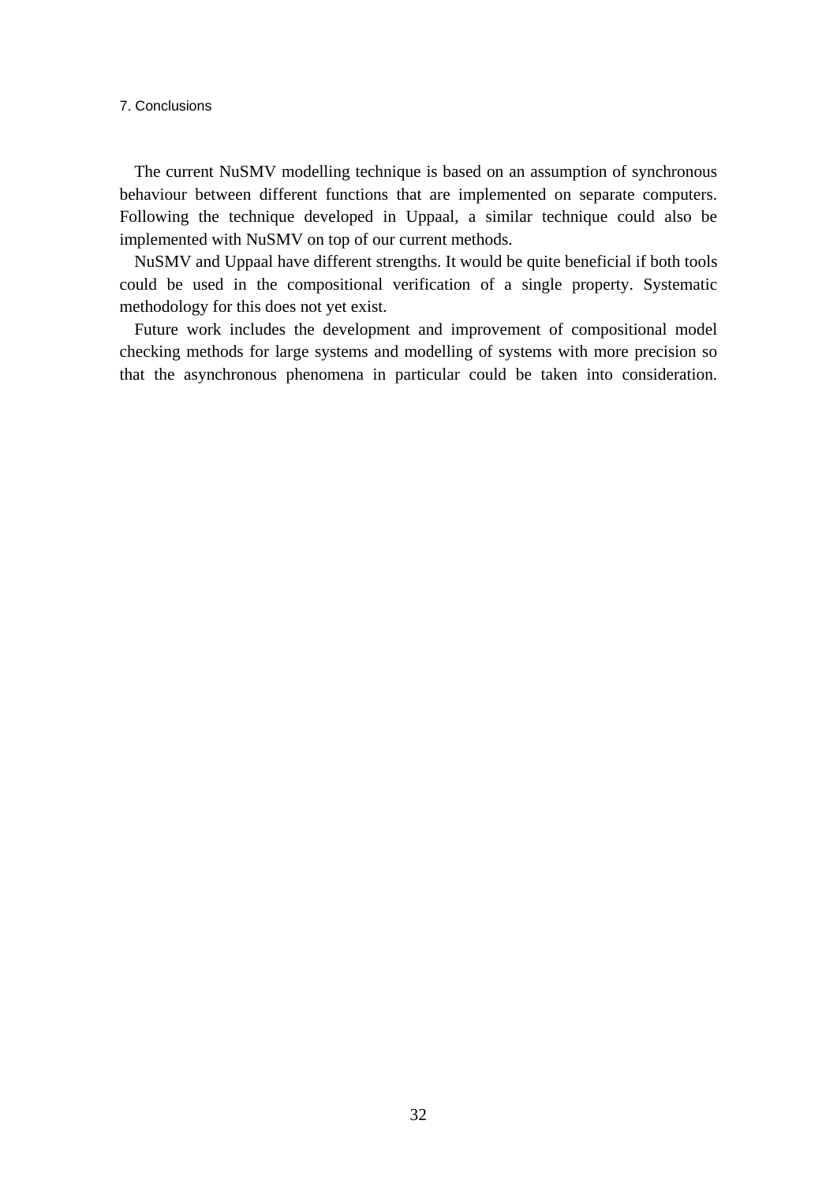The current NuSMV modelling technique is based on an assumption of synchronous behaviour between different functions that are implemented on separate computers. Following the technique developed in Uppaal, a similar technique could also be implemented with NuSMV on top of our current methods.

NuSMV and Uppaal have different strengths. It would be quite beneficial if both tools could be used in the compositional verification of a single property. Systematic methodology for this does not yet exist.

Future work includes the development and improvement of compositional model checking methods for large systems and modelling of systems with more precision so that the asynchronous phenomena in particular could be taken into consideration.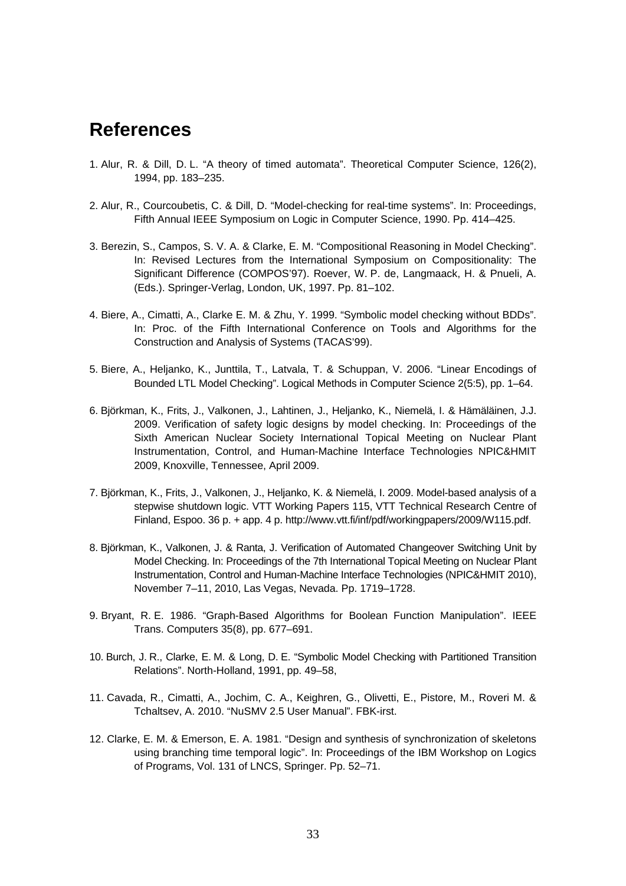# References

1. Alur, R. & Dill, D. L. "A theory of timed automata". Theoretical Computer Science, 126(2), 1994, pp. 183–235.

2. Alur, R., Courcoubetis, C. & Dill, D. "Model-checking for real-time systems". In: Proceedings, Fifth Annual IEEE Symposium on Logic in Computer Science, 1990. Pp. 414–425.

3. Berezin, S., Campos, S. V. A. & Clarke, E. M. "Compositional Reasoning in Model Checking". In: Revised Lectures from the International Symposium on Compositionality: The Significant Difference (COMPOS'97). Roever, W. P. de, Langmaack, H. & Pnueli, A. (Eds.). Springer-Verlag, London, UK, 1997. Pp. 81–102.

4. Biere, A., Cimatti, A., Clarke E. M. & Zhu, Y. 1999. "Symbolic model checking without BDDs". In: Proc. of the Fifth International Conference on Tools and Algorithms for the Construction and Analysis of Systems (TACAS'99).

5. Biere, A., Heljanko, K., Junttila, T., Latvala, T. & Schuppan, V. 2006. "Linear Encodings of Bounded LTL Model Checking". Logical Methods in Computer Science 2(5:5), pp. 1–64.

6. Björkman, K., Frits, J., Valkonen, J., Lahtinen, J., Heljanko, K., Niemelä, I. & Hämäläinen, J.J. 2009. Verification of safety logic designs by model checking. In: Proceedings of the Sixth American Nuclear Society International Topical Meeting on Nuclear Plant Instrumentation, Control, and Human-Machine Interface Technologies NPIC&HMIT 2009, Knoxville, Tennessee, April 2009.

7. Björkman, K., Frits, J., Valkonen, J., Heljanko, K. & Niemelä, I. 2009. Model-based analysis of a stepwise shutdown logic. VTT Working Papers 115, VTT Technical Research Centre of Finland, Espoo. 36 p. + app. 4 p. http://www.vtt.fi/inf/pdf/workingpapers/2009/W115.pdf.

8. Björkman, K., Valkonen, J. & Ranta, J. Verification of Automated Changeover Switching Unit by Model Checking. In: Proceedings of the 7th International Topical Meeting on Nuclear Plant Instrumentation, Control and Human-Machine Interface Technologies (NPIC&HMIT 2010), November 7–11, 2010, Las Vegas, Nevada. Pp. 1719–1728.

9. Bryant, R. E. 1986. "Graph-Based Algorithms for Boolean Function Manipulation". IEEE Trans. Computers 35(8), pp. 677–691.

10. Burch, J. R., Clarke, E. M. & Long, D. E. "Symbolic Model Checking with Partitioned Transition Relations". North-Holland, 1991, pp. 49–58,

11. Cavada, R., Cimatti, A., Jochim, C. A., Keighren, G., Olivetti, E., Pistore, M., Roveri M. & Tchaltsev, A. 2010. "NuSMV 2.5 User Manual". FBK-irst.

12. Clarke, E. M. & Emerson, E. A. 1981. "Design and synthesis of synchronization of skeletons using branching time temporal logic". In: Proceedings of the IBM Workshop on Logics of Programs, Vol. 131 of LNCS, Springer. Pp. 52–71.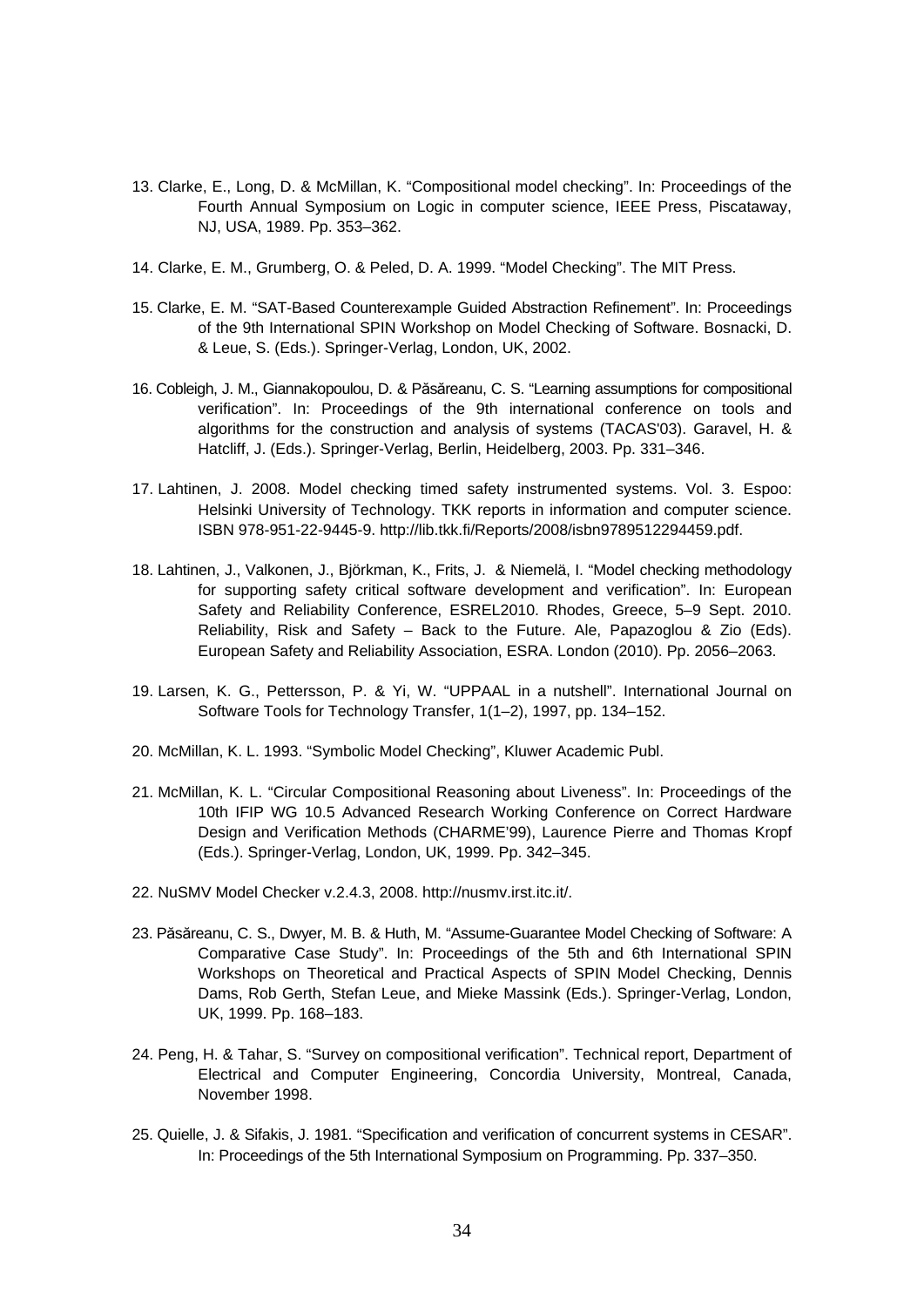13. Clarke, E., Long, D. & McMillan, K. "Compositional model checking". In: Proceedings of the Fourth Annual Symposium on Logic in computer science, IEEE Press, Piscataway, NJ, USA, 1989. Pp. 353–362.

14. Clarke, E. M., Grumberg, O. & Peled, D. A. 1999. "Model Checking". The MIT Press.

15. Clarke, E. M. "SAT-Based Counterexample Guided Abstraction Refinement". In: Proceedings of the 9th International SPIN Workshop on Model Checking of Software. Bosnacki, D. & Leue, S. (Eds.). Springer-Verlag, London, UK, 2002.

16. Cobleigh, J. M., Giannakopoulou, D. & Păsăreanu, C. S. "Learning assumptions for compositional verification". In: Proceedings of the 9th international conference on tools and algorithms for the construction and analysis of systems (TACAS'03). Garavel, H. & Hatcliff, J. (Eds.). Springer-Verlag, Berlin, Heidelberg, 2003. Pp. 331–346.

17. Lahtinen, J. 2008. Model checking timed safety instrumented systems. Vol. 3. Espoo: Helsinki University of Technology. TKK reports in information and computer science. ISBN 978-951-22-9445-9. http://lib.tkk.fi/Reports/2008/isbn9789512294459.pdf.

18. Lahtinen, J., Valkonen, J., Björkman, K., Frits, J. & Niemelä, I. "Model checking methodology for supporting safety critical software development and verification". In: European Safety and Reliability Conference, ESREL2010. Rhodes, Greece, 5–9 Sept. 2010. Reliability, Risk and Safety – Back to the Future. Ale, Papazoglou & Zio (Eds). European Safety and Reliability Association, ESRA. London (2010). Pp. 2056–2063.

19. Larsen, K. G., Pettersson, P. & Yi, W. "UPPAAL in a nutshell". International Journal on Software Tools for Technology Transfer, 1(1–2), 1997, pp. 134–152.

20. McMillan, K. L. 1993. "Symbolic Model Checking", Kluwer Academic Publ.

21. McMillan, K. L. "Circular Compositional Reasoning about Liveness". In: Proceedings of the 10th IFIP WG 10.5 Advanced Research Working Conference on Correct Hardware Design and Verification Methods (CHARME'99), Laurence Pierre and Thomas Kropf (Eds.). Springer-Verlag, London, UK, 1999. Pp. 342–345.

22. NuSMV Model Checker v.2.4.3, 2008. http://nusmv.irst.itc.it/.

23. Păsăreanu, C. S., Dwyer, M. B. & Huth, M. "Assume-Guarantee Model Checking of Software: A Comparative Case Study". In: Proceedings of the 5th and 6th International SPIN Workshops on Theoretical and Practical Aspects of SPIN Model Checking, Dennis Dams, Rob Gerth, Stefan Leue, and Mieke Massink (Eds.). Springer-Verlag, London, UK, 1999. Pp. 168–183.

24. Peng, H. & Tahar, S. "Survey on compositional verification". Technical report, Department of Electrical and Computer Engineering, Concordia University, Montreal, Canada, November 1998.

25. Quielle, J. & Sifakis, J. 1981. "Specification and verification of concurrent systems in CESAR". In: Proceedings of the 5th International Symposium on Programming. Pp. 337–350.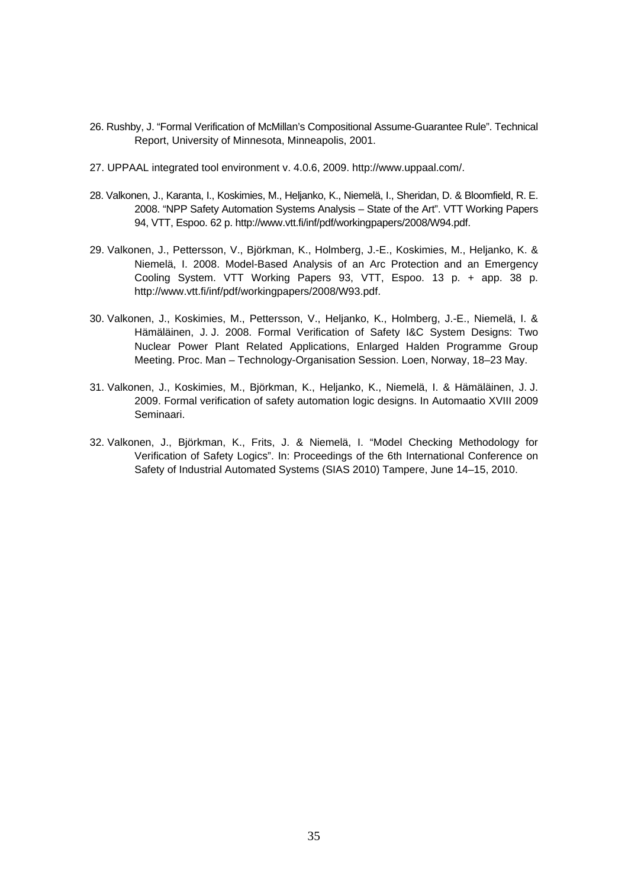26. Rushby, J. "Formal Verification of McMillan's Compositional Assume-Guarantee Rule". Technical Report, University of Minnesota, Minneapolis, 2001.

27. UPPAAL integrated tool environment v. 4.0.6, 2009. http://www.uppaal.com/.

28. Valkonen, J., Karanta, I., Koskimies, M., Heljanko, K., Niemelä, I., Sheridan, D. & Bloomfield, R. E. 2008. "NPP Safety Automation Systems Analysis – State of the Art". VTT Working Papers 94, VTT, Espoo. 62 p. http://www.vtt.fi/inf/pdf/workingpapers/2008/W94.pdf.

29. Valkonen, J., Pettersson, V., Björkman, K., Holmberg, J.-E., Koskimies, M., Heljanko, K. & Niemelä, I. 2008. Model-Based Analysis of an Arc Protection and an Emergency Cooling System. VTT Working Papers 93, VTT, Espoo. 13 p. + app. 38 p. http://www.vtt.fi/inf/pdf/workingpapers/2008/W93.pdf.

30. Valkonen, J., Koskimies, M., Pettersson, V., Heljanko, K., Holmberg, J.-E., Niemelä, I. & Hämäläinen, J. J. 2008. Formal Verification of Safety I&C System Designs: Two Nuclear Power Plant Related Applications, Enlarged Halden Programme Group Meeting. Proc. Man – Technology-Organisation Session. Loen, Norway, 18–23 May.

31. Valkonen, J., Koskimies, M., Björkman, K., Heljanko, K., Niemelä, I. & Hämäläinen, J. J. 2009. Formal verification of safety automation logic designs. In Automaatio XVIII 2009 Seminaari.

32. Valkonen, J., Björkman, K., Frits, J. & Niemelä, I. "Model Checking Methodology for Verification of Safety Logics". In: Proceedings of the 6th International Conference on Safety of Industrial Automated Systems (SIAS 2010) Tampere, June 14–15, 2010.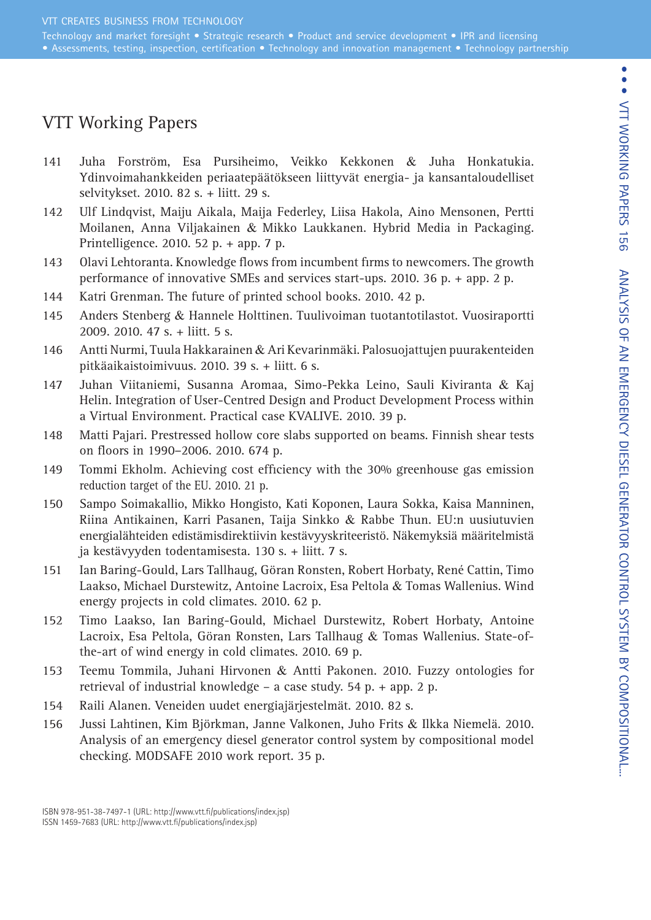VTT CREATES BUSINESS FROM TECHNOLOGY

Technology and market foresight • Strategic research • Product and service development • IPR and licensing • Assessments, testing, inspection, certification • Technology and innovation management • Technology partnership

# VTT Working Papers

141 Juha Forström, Esa Pursiheimo, Veikko Kekkonen & Juha Honkatukia. Ydinvoimahankkeiden periaatepäätökseen liittyvät energia- ja kansantaloudelliset selvitykset. 2010. 82 s. + liitt. 29 s.

142 Ulf Lindqvist, Maiju Aikala, Maija Federley, Liisa Hakola, Aino Mensonen, Pertti Moilanen, Anna Viljakainen & Mikko Laukkanen. Hybrid Media in Packaging. Printelligence. 2010. 52 p. + app. 7 p.

143 Olavi Lehtoranta. Knowledge flows from incumbent firms to newcomers. The growth performance of innovative SMEs and services start-ups. 2010. 36 p. + app. 2 p.

144 Katri Grenman. The future of printed school books. 2010. 42 p.

145 Anders Stenberg & Hannele Holttinen. Tuulivoiman tuotantotilastot. Vuosiraportti 2009. 2010. 47 s. + liitt. 5 s.

146 Antti Nurmi, Tuula Hakkarainen & Ari Kevarinmäki. Palosuojattujen puurakenteiden pitkäaikaistoimivuus. 2010. 39 s. + liitt. 6 s.

147 Juhan Viitaniemi, Susanna Aromaa, Simo-Pekka Leino, Sauli Kiviranta & Kaj Helin. Integration of User-Centred Design and Product Development Process within a Virtual Environment. Practical case KVALIVE. 2010. 39 p.

148 Matti Pajari. Prestressed hollow core slabs supported on beams. Finnish shear tests on floors in 1990–2006. 2010. 674 p.

149 Tommi Ekholm. Achieving cost efficiency with the 30% greenhouse gas emission reduction target of the EU. 2010. 21 p.

150 Sampo Soimakallio, Mikko Hongisto, Kati Koponen, Laura Sokka, Kaisa Manninen, Riina Antikainen, Karri Pasanen, Taija Sinkko & Rabbe Thun. EU:n uusiutuvien energialähteiden edistämisdirektiivin kestävyyskriteeristö. Näkemyksiä määritelmistä ja kestävyyden todentamisesta. 130 s. + liitt. 7 s.

151 Ian Baring-Gould, Lars Tallhaug, Göran Ronsten, Robert Horbaty, René Cattin, Timo Laakso, Michael Durstewitz, Antoine Lacroix, Esa Peltola & Tomas Wallenius. Wind energy projects in cold climates. 2010. 62 p.

152 Timo Laakso, Ian Baring-Gould, Michael Durstewitz, Robert Horbaty, Antoine Lacroix, Esa Peltola, Göran Ronsten, Lars Tallhaug & Tomas Wallenius. State-of-the-art of wind energy in cold climates. 2010. 69 p.

153 Teemu Tommila, Juhani Hirvonen & Antti Pakonen. 2010. Fuzzy ontologies for retrieval of industrial knowledge – a case study. 54 p. + app. 2 p.

154 Raili Alanen. Veneiden uudet energiajärjestelmät. 2010. 82 s.

156 Jussi Lahtinen, Kim Björkman, Janne Valkonen, Juho Frits & Ilkka Niemelä. 2010. Analysis of an emergency diesel generator control system by compositional model checking. MODSAFE 2010 work report. 35 p.

ISBN 978-951-38-7497-1 (URL: http://www.vtt.fi/publications/index.jsp)
ISSN 1459-7683 (URL: http://www.vtt.fi/publications/index.jsp)